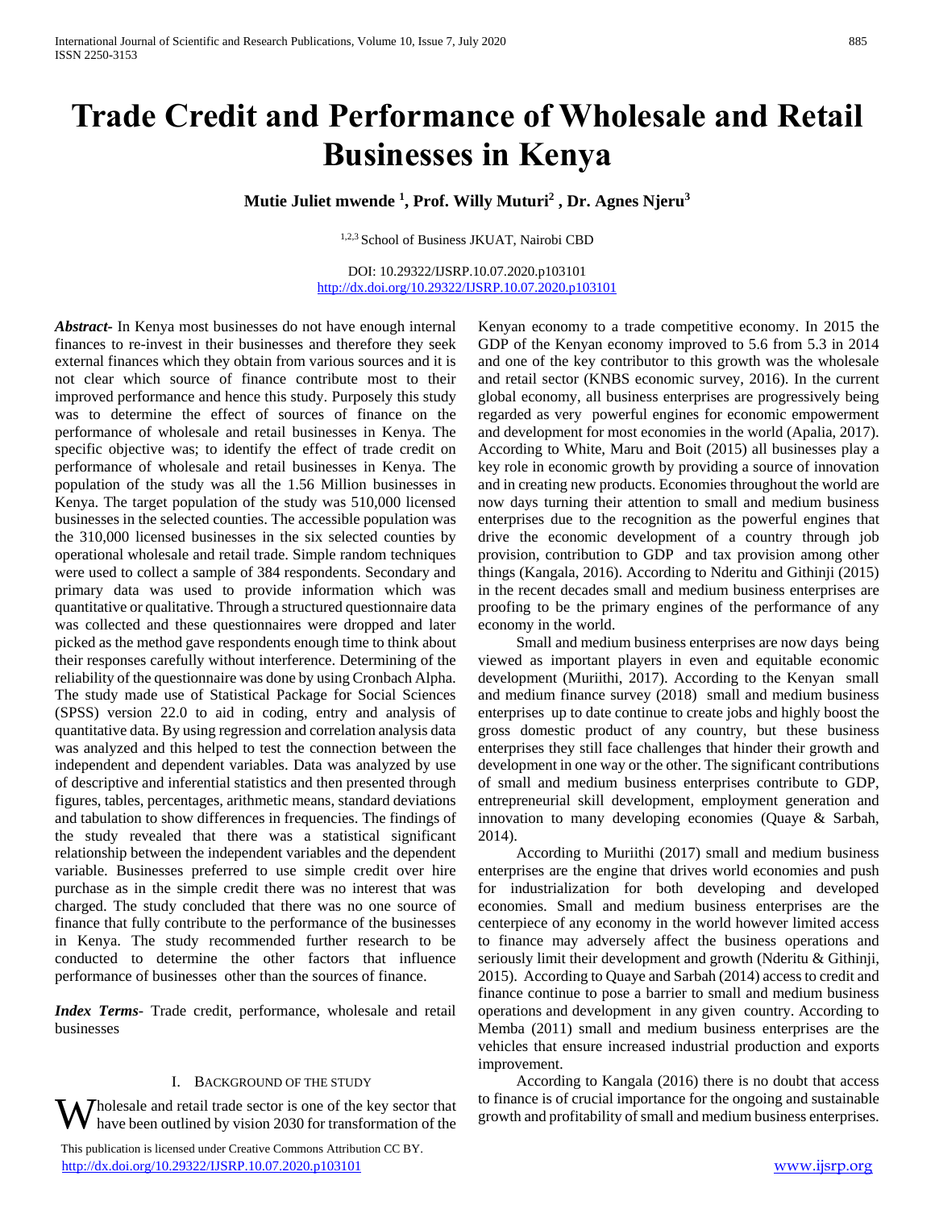# Trade Credit and Performance of Wholesale and Retail Businesses in Kenya

**Mutie Juliet mwende [1], Prof. Willy Muturi[2] , Dr. Agnes Njeru[3]**

[1,2,3] School of Business JKUAT, Nairobi CBD

DOI: 10.29322/IJSRP.10.07.2020.p103101
http://dx.doi.org/10.29322/IJSRP.10.07.2020.p103101

***Abstract***- In Kenya most businesses do not have enough internal finances to re-invest in their businesses and therefore they seek external finances which they obtain from various sources and it is not clear which source of finance contribute most to their improved performance and hence this study. Purposely this study was to determine the effect of sources of finance on the performance of wholesale and retail businesses in Kenya. The specific objective was; to identify the effect of trade credit on performance of wholesale and retail businesses in Kenya. The population of the study was all the 1.56 Million businesses in Kenya. The target population of the study was 510,000 licensed businesses in the selected counties. The accessible population was the 310,000 licensed businesses in the six selected counties by operational wholesale and retail trade. Simple random techniques were used to collect a sample of 384 respondents. Secondary and primary data was used to provide information which was quantitative or qualitative. Through a structured questionnaire data was collected and these questionnaires were dropped and later picked as the method gave respondents enough time to think about their responses carefully without interference. Determining of the reliability of the questionnaire was done by using Cronbach Alpha. The study made use of Statistical Package for Social Sciences (SPSS) version 22.0 to aid in coding, entry and analysis of quantitative data. By using regression and correlation analysis data was analyzed and this helped to test the connection between the independent and dependent variables. Data was analyzed by use of descriptive and inferential statistics and then presented through figures, tables, percentages, arithmetic means, standard deviations and tabulation to show differences in frequencies. The findings of the study revealed that there was a statistical significant relationship between the independent variables and the dependent variable. Businesses preferred to use simple credit over hire purchase as in the simple credit there was no interest that was charged. The study concluded that there was no one source of finance that fully contribute to the performance of the businesses in Kenya. The study recommended further research to be conducted to determine the other factors that influence performance of businesses other than the sources of finance.

***Index Terms***- Trade credit, performance, wholesale and retail businesses

## I. Background of the Study

Wholesale and retail trade sector is one of the key sector that have been outlined by vision 2030 for transformation of the Kenyan economy to a trade competitive economy. In 2015 the GDP of the Kenyan economy improved to 5.6 from 5.3 in 2014 and one of the key contributor to this growth was the wholesale and retail sector (KNBS economic survey, 2016). In the current global economy, all business enterprises are progressively being regarded as very powerful engines for economic empowerment and development for most economies in the world (Apalia, 2017). According to White, Maru and Boit (2015) all businesses play a key role in economic growth by providing a source of innovation and in creating new products. Economies throughout the world are now days turning their attention to small and medium business enterprises due to the recognition as the powerful engines that drive the economic development of a country through job provision, contribution to GDP and tax provision among other things (Kangala, 2016). According to Nderitu and Githinji (2015) in the recent decades small and medium business enterprises are proofing to be the primary engines of the performance of any economy in the world.

Small and medium business enterprises are now days being viewed as important players in even and equitable economic development (Muriithi, 2017). According to the Kenyan small and medium finance survey (2018) small and medium business enterprises up to date continue to create jobs and highly boost the gross domestic product of any country, but these business enterprises they still face challenges that hinder their growth and development in one way or the other. The significant contributions of small and medium business enterprises contribute to GDP, entrepreneurial skill development, employment generation and innovation to many developing economies (Quaye & Sarbah, 2014).

According to Muriithi (2017) small and medium business enterprises are the engine that drives world economies and push for industrialization for both developing and developed economies. Small and medium business enterprises are the centerpiece of any economy in the world however limited access to finance may adversely affect the business operations and seriously limit their development and growth (Nderitu & Githinji, 2015). According to Quaye and Sarbah (2014) access to credit and finance continue to pose a barrier to small and medium business operations and development in any given country. According to Memba (2011) small and medium business enterprises are the vehicles that ensure increased industrial production and exports improvement.

According to Kangala (2016) there is no doubt that access to finance is of crucial importance for the ongoing and sustainable growth and profitability of small and medium business enterprises.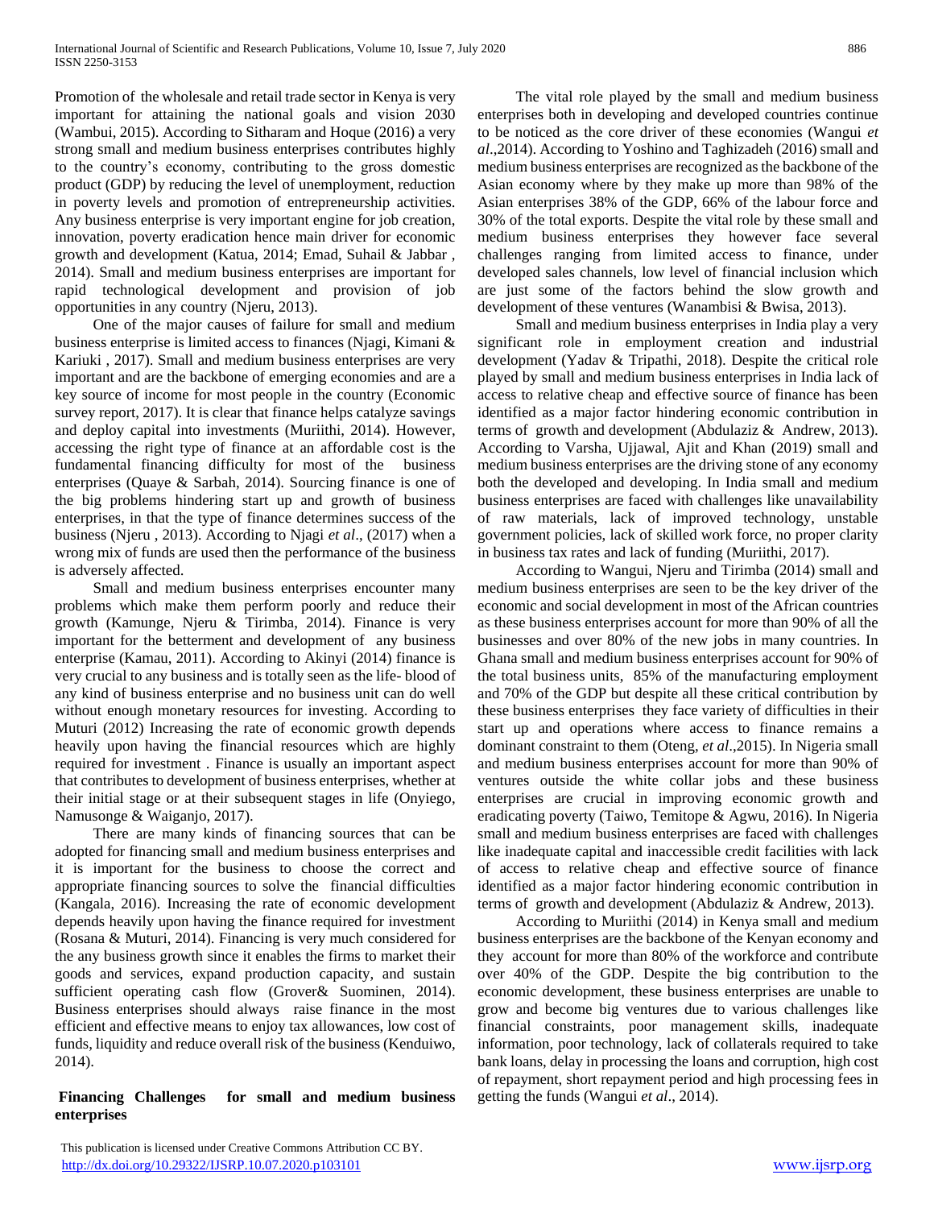Promotion of the wholesale and retail trade sector in Kenya is very important for attaining the national goals and vision 2030 (Wambui, 2015). According to Sitharam and Hoque (2016) a very strong small and medium business enterprises contributes highly to the country's economy, contributing to the gross domestic product (GDP) by reducing the level of unemployment, reduction in poverty levels and promotion of entrepreneurship activities. Any business enterprise is very important engine for job creation, innovation, poverty eradication hence main driver for economic growth and development (Katua, 2014; Emad, Suhail & Jabbar , 2014). Small and medium business enterprises are important for rapid technological development and provision of job opportunities in any country (Njeru, 2013).

One of the major causes of failure for small and medium business enterprise is limited access to finances (Njagi, Kimani & Kariuki , 2017). Small and medium business enterprises are very important and are the backbone of emerging economies and are a key source of income for most people in the country (Economic survey report, 2017). It is clear that finance helps catalyze savings and deploy capital into investments (Muriithi, 2014). However, accessing the right type of finance at an affordable cost is the fundamental financing difficulty for most of the business enterprises (Quaye & Sarbah, 2014). Sourcing finance is one of the big problems hindering start up and growth of business enterprises, in that the type of finance determines success of the business (Njeru , 2013). According to Njagi *et al*., (2017) when a wrong mix of funds are used then the performance of the business is adversely affected.

Small and medium business enterprises encounter many problems which make them perform poorly and reduce their growth (Kamunge, Njeru & Tirimba, 2014). Finance is very important for the betterment and development of any business enterprise (Kamau, 2011). According to Akinyi (2014) finance is very crucial to any business and is totally seen as the life- blood of any kind of business enterprise and no business unit can do well without enough monetary resources for investing. According to Muturi (2012) Increasing the rate of economic growth depends heavily upon having the financial resources which are highly required for investment . Finance is usually an important aspect that contributes to development of business enterprises, whether at their initial stage or at their subsequent stages in life (Onyiego, Namusonge & Waiganjo, 2017).

There are many kinds of financing sources that can be adopted for financing small and medium business enterprises and it is important for the business to choose the correct and appropriate financing sources to solve the financial difficulties (Kangala, 2016). Increasing the rate of economic development depends heavily upon having the finance required for investment (Rosana & Muturi, 2014). Financing is very much considered for the any business growth since it enables the firms to market their goods and services, expand production capacity, and sustain sufficient operating cash flow (Grover& Suominen, 2014). Business enterprises should always raise finance in the most efficient and effective means to enjoy tax allowances, low cost of funds, liquidity and reduce overall risk of the business (Kenduiwo, 2014).

**Financing Challenges for small and medium business enterprises**

The vital role played by the small and medium business enterprises both in developing and developed countries continue to be noticed as the core driver of these economies (Wangui *et al*.,2014). According to Yoshino and Taghizadeh (2016) small and medium business enterprises are recognized as the backbone of the Asian economy where by they make up more than 98% of the Asian enterprises 38% of the GDP, 66% of the labour force and 30% of the total exports. Despite the vital role by these small and medium business enterprises they however face several challenges ranging from limited access to finance, under developed sales channels, low level of financial inclusion which are just some of the factors behind the slow growth and development of these ventures (Wanambisi & Bwisa, 2013).

Small and medium business enterprises in India play a very significant role in employment creation and industrial development (Yadav & Tripathi, 2018). Despite the critical role played by small and medium business enterprises in India lack of access to relative cheap and effective source of finance has been identified as a major factor hindering economic contribution in terms of growth and development (Abdulaziz & Andrew, 2013). According to Varsha, Ujjawal, Ajit and Khan (2019) small and medium business enterprises are the driving stone of any economy both the developed and developing. In India small and medium business enterprises are faced with challenges like unavailability of raw materials, lack of improved technology, unstable government policies, lack of skilled work force, no proper clarity in business tax rates and lack of funding (Muriithi, 2017).

According to Wangui, Njeru and Tirimba (2014) small and medium business enterprises are seen to be the key driver of the economic and social development in most of the African countries as these business enterprises account for more than 90% of all the businesses and over 80% of the new jobs in many countries. In Ghana small and medium business enterprises account for 90% of the total business units, 85% of the manufacturing employment and 70% of the GDP but despite all these critical contribution by these business enterprises they face variety of difficulties in their start up and operations where access to finance remains a dominant constraint to them (Oteng, *et al*.,2015). In Nigeria small and medium business enterprises account for more than 90% of ventures outside the white collar jobs and these business enterprises are crucial in improving economic growth and eradicating poverty (Taiwo, Temitope & Agwu, 2016). In Nigeria small and medium business enterprises are faced with challenges like inadequate capital and inaccessible credit facilities with lack of access to relative cheap and effective source of finance identified as a major factor hindering economic contribution in terms of growth and development (Abdulaziz & Andrew, 2013).

According to Muriithi (2014) in Kenya small and medium business enterprises are the backbone of the Kenyan economy and they account for more than 80% of the workforce and contribute over 40% of the GDP. Despite the big contribution to the economic development, these business enterprises are unable to grow and become big ventures due to various challenges like financial constraints, poor management skills, inadequate information, poor technology, lack of collaterals required to take bank loans, delay in processing the loans and corruption, high cost of repayment, short repayment period and high processing fees in getting the funds (Wangui *et al*., 2014).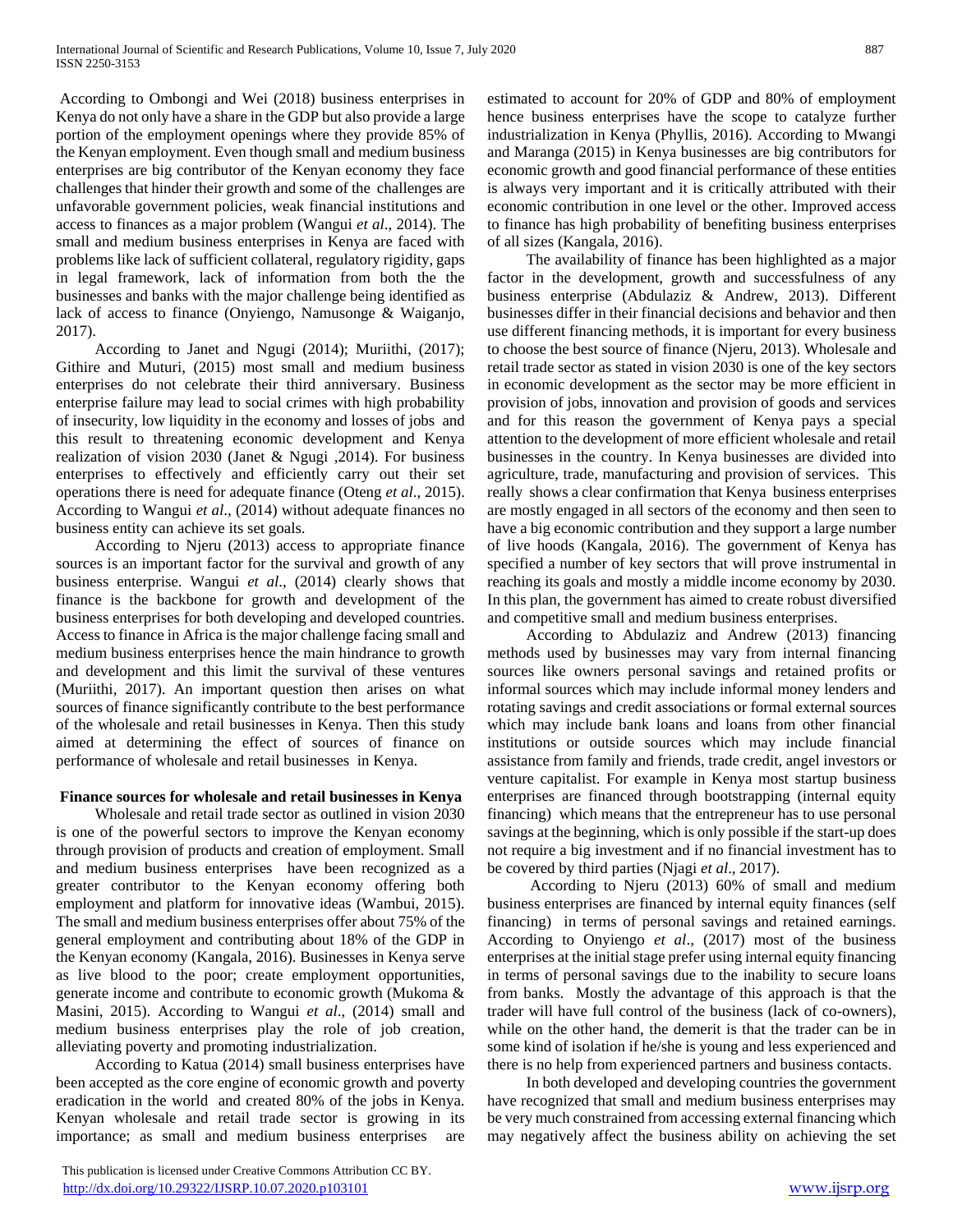According to Ombongi and Wei (2018) business enterprises in Kenya do not only have a share in the GDP but also provide a large portion of the employment openings where they provide 85% of the Kenyan employment. Even though small and medium business enterprises are big contributor of the Kenyan economy they face challenges that hinder their growth and some of the challenges are unfavorable government policies, weak financial institutions and access to finances as a major problem (Wangui *et al*., 2014). The small and medium business enterprises in Kenya are faced with problems like lack of sufficient collateral, regulatory rigidity, gaps in legal framework, lack of information from both the the businesses and banks with the major challenge being identified as lack of access to finance (Onyiengo, Namusonge & Waiganjo, 2017).

According to Janet and Ngugi (2014); Muriithi, (2017); Githire and Muturi, (2015) most small and medium business enterprises do not celebrate their third anniversary. Business enterprise failure may lead to social crimes with high probability of insecurity, low liquidity in the economy and losses of jobs and this result to threatening economic development and Kenya realization of vision 2030 (Janet & Ngugi ,2014). For business enterprises to effectively and efficiently carry out their set operations there is need for adequate finance (Oteng *et al*., 2015). According to Wangui *et al*., (2014) without adequate finances no business entity can achieve its set goals.

According to Njeru (2013) access to appropriate finance sources is an important factor for the survival and growth of any business enterprise. Wangui *et al*., (2014) clearly shows that finance is the backbone for growth and development of the business enterprises for both developing and developed countries. Access to finance in Africa is the major challenge facing small and medium business enterprises hence the main hindrance to growth and development and this limit the survival of these ventures (Muriithi, 2017). An important question then arises on what sources of finance significantly contribute to the best performance of the wholesale and retail businesses in Kenya. Then this study aimed at determining the effect of sources of finance on performance of wholesale and retail businesses in Kenya.

**Finance sources for wholesale and retail businesses in Kenya**

Wholesale and retail trade sector as outlined in vision 2030 is one of the powerful sectors to improve the Kenyan economy through provision of products and creation of employment. Small and medium business enterprises have been recognized as a greater contributor to the Kenyan economy offering both employment and platform for innovative ideas (Wambui, 2015). The small and medium business enterprises offer about 75% of the general employment and contributing about 18% of the GDP in the Kenyan economy (Kangala, 2016). Businesses in Kenya serve as live blood to the poor; create employment opportunities, generate income and contribute to economic growth (Mukoma & Masini, 2015). According to Wangui *et al*., (2014) small and medium business enterprises play the role of job creation, alleviating poverty and promoting industrialization.

According to Katua (2014) small business enterprises have been accepted as the core engine of economic growth and poverty eradication in the world and created 80% of the jobs in Kenya. Kenyan wholesale and retail trade sector is growing in its importance; as small and medium business enterprises are estimated to account for 20% of GDP and 80% of employment hence business enterprises have the scope to catalyze further industrialization in Kenya (Phyllis, 2016). According to Mwangi and Maranga (2015) in Kenya businesses are big contributors for economic growth and good financial performance of these entities is always very important and it is critically attributed with their economic contribution in one level or the other. Improved access to finance has high probability of benefiting business enterprises of all sizes (Kangala, 2016).

The availability of finance has been highlighted as a major factor in the development, growth and successfulness of any business enterprise (Abdulaziz & Andrew, 2013). Different businesses differ in their financial decisions and behavior and then use different financing methods, it is important for every business to choose the best source of finance (Njeru, 2013). Wholesale and retail trade sector as stated in vision 2030 is one of the key sectors in economic development as the sector may be more efficient in provision of jobs, innovation and provision of goods and services and for this reason the government of Kenya pays a special attention to the development of more efficient wholesale and retail businesses in the country. In Kenya businesses are divided into agriculture, trade, manufacturing and provision of services. This really shows a clear confirmation that Kenya business enterprises are mostly engaged in all sectors of the economy and then seen to have a big economic contribution and they support a large number of live hoods (Kangala, 2016). The government of Kenya has specified a number of key sectors that will prove instrumental in reaching its goals and mostly a middle income economy by 2030. In this plan, the government has aimed to create robust diversified and competitive small and medium business enterprises.

According to Abdulaziz and Andrew (2013) financing methods used by businesses may vary from internal financing sources like owners personal savings and retained profits or informal sources which may include informal money lenders and rotating savings and credit associations or formal external sources which may include bank loans and loans from other financial institutions or outside sources which may include financial assistance from family and friends, trade credit, angel investors or venture capitalist. For example in Kenya most startup business enterprises are financed through bootstrapping (internal equity financing) which means that the entrepreneur has to use personal savings at the beginning, which is only possible if the start-up does not require a big investment and if no financial investment has to be covered by third parties (Njagi *et al*., 2017).

According to Njeru (2013) 60% of small and medium business enterprises are financed by internal equity finances (self financing) in terms of personal savings and retained earnings. According to Onyiengo *et al*., (2017) most of the business enterprises at the initial stage prefer using internal equity financing in terms of personal savings due to the inability to secure loans from banks. Mostly the advantage of this approach is that the trader will have full control of the business (lack of co-owners), while on the other hand, the demerit is that the trader can be in some kind of isolation if he/she is young and less experienced and there is no help from experienced partners and business contacts.

In both developed and developing countries the government have recognized that small and medium business enterprises may be very much constrained from accessing external financing which may negatively affect the business ability on achieving the set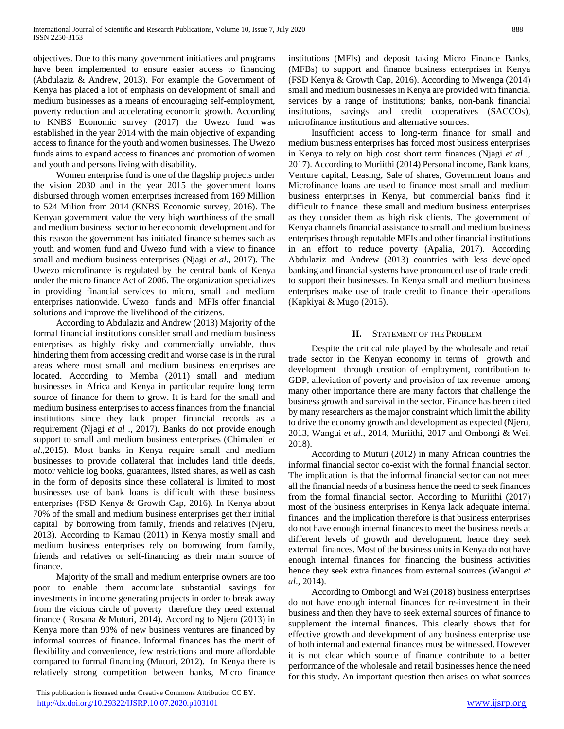objectives. Due to this many government initiatives and programs have been implemented to ensure easier access to financing (Abdulaziz & Andrew, 2013). For example the Government of Kenya has placed a lot of emphasis on development of small and medium businesses as a means of encouraging self-employment, poverty reduction and accelerating economic growth. According to KNBS Economic survey (2017) the Uwezo fund was established in the year 2014 with the main objective of expanding access to finance for the youth and women businesses. The Uwezo funds aims to expand access to finances and promotion of women and youth and persons living with disability.

Women enterprise fund is one of the flagship projects under the vision 2030 and in the year 2015 the government loans disbursed through women enterprises increased from 169 Million to 524 Milion from 2014 (KNBS Economic survey, 2016). The Kenyan government value the very high worthiness of the small and medium business sector to her economic development and for this reason the government has initiated finance schemes such as youth and women fund and Uwezo fund with a view to finance small and medium business enterprises (Njagi *et al.*, 2017). The Uwezo microfinance is regulated by the central bank of Kenya under the micro finance Act of 2006. The organization specializes in providing financial services to micro, small and medium enterprises nationwide. Uwezo funds and MFIs offer financial solutions and improve the livelihood of the citizens.

According to Abdulaziz and Andrew (2013) Majority of the formal financial institutions consider small and medium business enterprises as highly risky and commercially unviable, thus hindering them from accessing credit and worse case is in the rural areas where most small and medium business enterprises are located. According to Memba (2011) small and medium businesses in Africa and Kenya in particular require long term source of finance for them to grow. It is hard for the small and medium business enterprises to access finances from the financial institutions since they lack proper financial records as a requirement (Njagi *et al* ., 2017). Banks do not provide enough support to small and medium business enterprises (Chimaleni *et al*.,2015). Most banks in Kenya require small and medium businesses to provide collateral that includes land title deeds, motor vehicle log books, guarantees, listed shares, as well as cash in the form of deposits since these collateral is limited to most businesses use of bank loans is difficult with these business enterprises (FSD Kenya & Growth Cap, 2016). In Kenya about 70% of the small and medium business enterprises get their initial capital by borrowing from family, friends and relatives (Njeru, 2013). According to Kamau (2011) in Kenya mostly small and medium business enterprises rely on borrowing from family, friends and relatives or self-financing as their main source of finance.

Majority of the small and medium enterprise owners are too poor to enable them accumulate substantial savings for investments in income generating projects in order to break away from the vicious circle of poverty therefore they need external finance ( Rosana & Muturi, 2014). According to Njeru (2013) in Kenya more than 90% of new business ventures are financed by informal sources of finance. Informal finances has the merit of flexibility and convenience, few restrictions and more affordable compared to formal financing (Muturi, 2012). In Kenya there is relatively strong competition between banks, Micro finance institutions (MFIs) and deposit taking Micro Finance Banks, (MFBs) to support and finance business enterprises in Kenya (FSD Kenya & Growth Cap, 2016). According to Mwenga (2014) small and medium businesses in Kenya are provided with financial services by a range of institutions; banks, non-bank financial institutions, savings and credit cooperatives (SACCOs), microfinance institutions and alternative sources.

Insufficient access to long-term finance for small and medium business enterprises has forced most business enterprises in Kenya to rely on high cost short term finances (Njagi *et al* ., 2017). According to Muriithi (2014) Personal income, Bank loans, Venture capital, Leasing, Sale of shares, Government loans and Microfinance loans are used to finance most small and medium business enterprises in Kenya, but commercial banks find it difficult to finance these small and medium business enterprises as they consider them as high risk clients. The government of Kenya channels financial assistance to small and medium business enterprises through reputable MFIs and other financial institutions in an effort to reduce poverty (Apalia, 2017). According Abdulaziz and Andrew (2013) countries with less developed banking and financial systems have pronounced use of trade credit to support their businesses. In Kenya small and medium business enterprises make use of trade credit to finance their operations (Kapkiyai & Mugo (2015).

## II. Statement of the Problem

Despite the critical role played by the wholesale and retail trade sector in the Kenyan economy in terms of growth and development through creation of employment, contribution to GDP, alleviation of poverty and provision of tax revenue among many other importance there are many factors that challenge the business growth and survival in the sector. Finance has been cited by many researchers as the major constraint which limit the ability to drive the economy growth and development as expected (Njeru, 2013, Wangui *et al*., 2014, Muriithi, 2017 and Ombongi & Wei, 2018).

According to Muturi (2012) in many African countries the informal financial sector co-exist with the formal financial sector. The implication is that the informal financial sector can not meet all the financial needs of a business hence the need to seek finances from the formal financial sector. According to Muriithi (2017) most of the business enterprises in Kenya lack adequate internal finances and the implication therefore is that business enterprises do not have enough internal finances to meet the business needs at different levels of growth and development, hence they seek external finances. Most of the business units in Kenya do not have enough internal finances for financing the business activities hence they seek extra finances from external sources (Wangui *et al*., 2014).

According to Ombongi and Wei (2018) business enterprises do not have enough internal finances for re-investment in their business and then they have to seek external sources of finance to supplement the internal finances. This clearly shows that for effective growth and development of any business enterprise use of both internal and external finances must be witnessed. However it is not clear which source of finance contribute to a better performance of the wholesale and retail businesses hence the need for this study. An important question then arises on what sources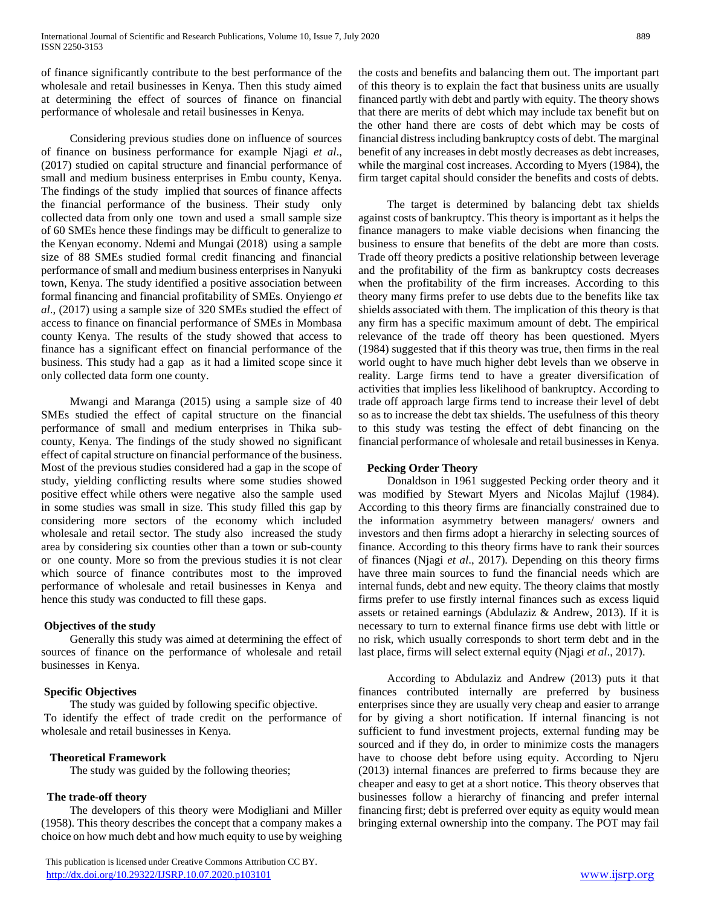of finance significantly contribute to the best performance of the wholesale and retail businesses in Kenya. Then this study aimed at determining the effect of sources of finance on financial performance of wholesale and retail businesses in Kenya.

Considering previous studies done on influence of sources of finance on business performance for example Njagi *et al*., (2017) studied on capital structure and financial performance of small and medium business enterprises in Embu county, Kenya. The findings of the study implied that sources of finance affects the financial performance of the business. Their study only collected data from only one town and used a small sample size of 60 SMEs hence these findings may be difficult to generalize to the Kenyan economy. Ndemi and Mungai (2018) using a sample size of 88 SMEs studied formal credit financing and financial performance of small and medium business enterprises in Nanyuki town, Kenya. The study identified a positive association between formal financing and financial profitability of SMEs. Onyiengo *et al*., (2017) using a sample size of 320 SMEs studied the effect of access to finance on financial performance of SMEs in Mombasa county Kenya. The results of the study showed that access to finance has a significant effect on financial performance of the business. This study had a gap as it had a limited scope since it only collected data form one county.

Mwangi and Maranga (2015) using a sample size of 40 SMEs studied the effect of capital structure on the financial performance of small and medium enterprises in Thika sub-county, Kenya. The findings of the study showed no significant effect of capital structure on financial performance of the business. Most of the previous studies considered had a gap in the scope of study, yielding conflicting results where some studies showed positive effect while others were negative also the sample used in some studies was small in size. This study filled this gap by considering more sectors of the economy which included wholesale and retail sector. The study also increased the study area by considering six counties other than a town or sub-county or one county. More so from the previous studies it is not clear which source of finance contributes most to the improved performance of wholesale and retail businesses in Kenya and hence this study was conducted to fill these gaps.

## Objectives of the study

Generally this study was aimed at determining the effect of sources of finance on the performance of wholesale and retail businesses in Kenya.

### Specific Objectives

The study was guided by following specific objective.

To identify the effect of trade credit on the performance of wholesale and retail businesses in Kenya.

## Theoretical Framework

The study was guided by the following theories;

### The trade-off theory

The developers of this theory were Modigliani and Miller (1958). This theory describes the concept that a company makes a choice on how much debt and how much equity to use by weighing the costs and benefits and balancing them out. The important part of this theory is to explain the fact that business units are usually financed partly with debt and partly with equity. The theory shows that there are merits of debt which may include tax benefit but on the other hand there are costs of debt which may be costs of financial distress including bankruptcy costs of debt. The marginal benefit of any increases in debt mostly decreases as debt increases, while the marginal cost increases. According to Myers (1984), the firm target capital should consider the benefits and costs of debts.

The target is determined by balancing debt tax shields against costs of bankruptcy. This theory is important as it helps the finance managers to make viable decisions when financing the business to ensure that benefits of the debt are more than costs. Trade off theory predicts a positive relationship between leverage and the profitability of the firm as bankruptcy costs decreases when the profitability of the firm increases. According to this theory many firms prefer to use debts due to the benefits like tax shields associated with them. The implication of this theory is that any firm has a specific maximum amount of debt. The empirical relevance of the trade off theory has been questioned. Myers (1984) suggested that if this theory was true, then firms in the real world ought to have much higher debt levels than we observe in reality. Large firms tend to have a greater diversification of activities that implies less likelihood of bankruptcy. According to trade off approach large firms tend to increase their level of debt so as to increase the debt tax shields. The usefulness of this theory to this study was testing the effect of debt financing on the financial performance of wholesale and retail businesses in Kenya.

### Pecking Order Theory

Donaldson in 1961 suggested Pecking order theory and it was modified by Stewart Myers and Nicolas Majluf (1984). According to this theory firms are financially constrained due to the information asymmetry between managers/ owners and investors and then firms adopt a hierarchy in selecting sources of finance. According to this theory firms have to rank their sources of finances (Njagi *et al*., 2017). Depending on this theory firms have three main sources to fund the financial needs which are internal funds, debt and new equity. The theory claims that mostly firms prefer to use firstly internal finances such as excess liquid assets or retained earnings (Abdulaziz & Andrew, 2013). If it is necessary to turn to external finance firms use debt with little or no risk, which usually corresponds to short term debt and in the last place, firms will select external equity (Njagi *et al*., 2017).

According to Abdulaziz and Andrew (2013) puts it that finances contributed internally are preferred by business enterprises since they are usually very cheap and easier to arrange for by giving a short notification. If internal financing is not sufficient to fund investment projects, external funding may be sourced and if they do, in order to minimize costs the managers have to choose debt before using equity. According to Njeru (2013) internal finances are preferred to firms because they are cheaper and easy to get at a short notice. This theory observes that businesses follow a hierarchy of financing and prefer internal financing first; debt is preferred over equity as equity would mean bringing external ownership into the company. The POT may fail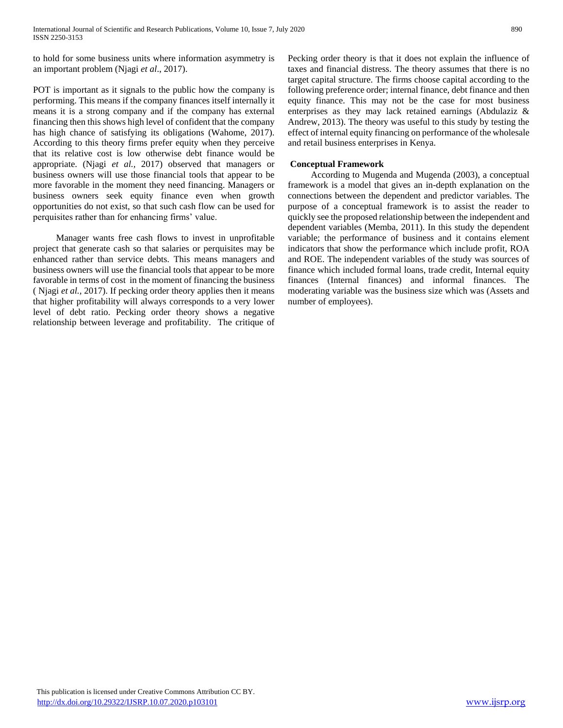to hold for some business units where information asymmetry is an important problem (Njagi *et al*., 2017).

POT is important as it signals to the public how the company is performing. This means if the company finances itself internally it means it is a strong company and if the company has external financing then this shows high level of confident that the company has high chance of satisfying its obligations (Wahome, 2017). According to this theory firms prefer equity when they perceive that its relative cost is low otherwise debt finance would be appropriate. (Njagi *et al.,* 2017) observed that managers or business owners will use those financial tools that appear to be more favorable in the moment they need financing. Managers or business owners seek equity finance even when growth opportunities do not exist, so that such cash flow can be used for perquisites rather than for enhancing firms' value.

Manager wants free cash flows to invest in unprofitable project that generate cash so that salaries or perquisites may be enhanced rather than service debts. This means managers and business owners will use the financial tools that appear to be more favorable in terms of cost in the moment of financing the business ( Njagi *et al.,* 2017). If pecking order theory applies then it means that higher profitability will always corresponds to a very lower level of debt ratio. Pecking order theory shows a negative relationship between leverage and profitability. The critique of Pecking order theory is that it does not explain the influence of taxes and financial distress. The theory assumes that there is no target capital structure. The firms choose capital according to the following preference order; internal finance, debt finance and then equity finance. This may not be the case for most business enterprises as they may lack retained earnings (Abdulaziz & Andrew, 2013). The theory was useful to this study by testing the effect of internal equity financing on performance of the wholesale and retail business enterprises in Kenya.

**Conceptual Framework**

According to Mugenda and Mugenda (2003), a conceptual framework is a model that gives an in-depth explanation on the connections between the dependent and predictor variables. The purpose of a conceptual framework is to assist the reader to quickly see the proposed relationship between the independent and dependent variables (Memba, 2011). In this study the dependent variable; the performance of business and it contains element indicators that show the performance which include profit, ROA and ROE. The independent variables of the study was sources of finance which included formal loans, trade credit, Internal equity finances (Internal finances) and informal finances. The moderating variable was the business size which was (Assets and number of employees).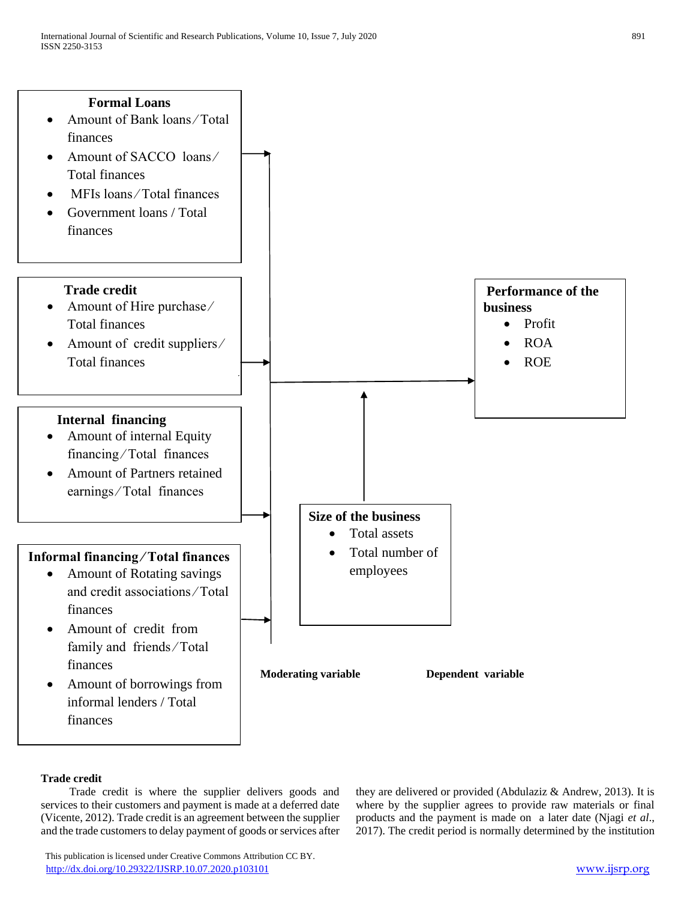**Formal Loans**

- Amount of Bank loans ⁄ Total finances
- Amount of SACCO loans ⁄ Total finances
- MFIs loans ⁄ Total finances
- Government loans / Total finances

**Trade credit**

- Amount of Hire purchase ⁄ Total finances
- Amount of credit suppliers ⁄ Total finances

**Internal financing**

- Amount of internal Equity financing ⁄ Total finances
- Amount of Partners retained earnings ⁄ Total finances

**Informal financing ⁄ Total finances**

- Amount of Rotating savings and credit associations ⁄ Total finances
- Amount of credit from family and friends ⁄ Total finances
- Amount of borrowings from informal lenders / Total finances

**Size of the business**

- Total assets
- Total number of employees

**Performance of the business**

- Profit
- ROA
- ROE

**Moderating variable** **Dependent variable**

**Trade credit**

Trade credit is where the supplier delivers goods and services to their customers and payment is made at a deferred date (Vicente, 2012). Trade credit is an agreement between the supplier and the trade customers to delay payment of goods or services after they are delivered or provided (Abdulaziz & Andrew, 2013). It is where by the supplier agrees to provide raw materials or final products and the payment is made on a later date (Njagi *et al*., 2017). The credit period is normally determined by the institution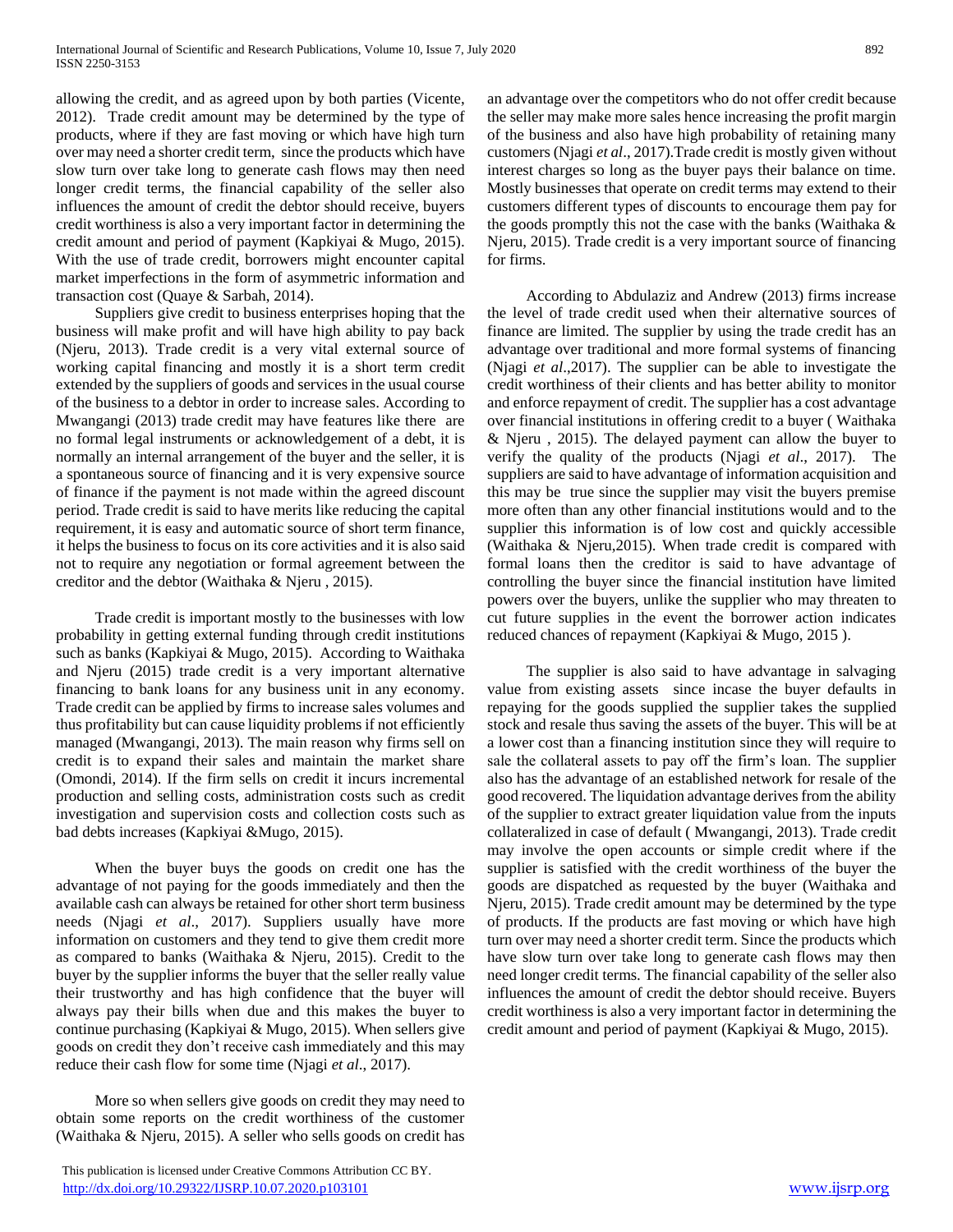allowing the credit, and as agreed upon by both parties (Vicente, 2012). Trade credit amount may be determined by the type of products, where if they are fast moving or which have high turn over may need a shorter credit term, since the products which have slow turn over take long to generate cash flows may then need longer credit terms, the financial capability of the seller also influences the amount of credit the debtor should receive, buyers credit worthiness is also a very important factor in determining the credit amount and period of payment (Kapkiyai & Mugo, 2015). With the use of trade credit, borrowers might encounter capital market imperfections in the form of asymmetric information and transaction cost (Quaye & Sarbah, 2014).

Suppliers give credit to business enterprises hoping that the business will make profit and will have high ability to pay back (Njeru, 2013). Trade credit is a very vital external source of working capital financing and mostly it is a short term credit extended by the suppliers of goods and services in the usual course of the business to a debtor in order to increase sales. According to Mwangangi (2013) trade credit may have features like there are no formal legal instruments or acknowledgement of a debt, it is normally an internal arrangement of the buyer and the seller, it is a spontaneous source of financing and it is very expensive source of finance if the payment is not made within the agreed discount period. Trade credit is said to have merits like reducing the capital requirement, it is easy and automatic source of short term finance, it helps the business to focus on its core activities and it is also said not to require any negotiation or formal agreement between the creditor and the debtor (Waithaka & Njeru , 2015).

Trade credit is important mostly to the businesses with low probability in getting external funding through credit institutions such as banks (Kapkiyai & Mugo, 2015). According to Waithaka and Njeru (2015) trade credit is a very important alternative financing to bank loans for any business unit in any economy. Trade credit can be applied by firms to increase sales volumes and thus profitability but can cause liquidity problems if not efficiently managed (Mwangangi, 2013). The main reason why firms sell on credit is to expand their sales and maintain the market share (Omondi, 2014). If the firm sells on credit it incurs incremental production and selling costs, administration costs such as credit investigation and supervision costs and collection costs such as bad debts increases (Kapkiyai &Mugo, 2015).

When the buyer buys the goods on credit one has the advantage of not paying for the goods immediately and then the available cash can always be retained for other short term business needs (Njagi *et al*., 2017). Suppliers usually have more information on customers and they tend to give them credit more as compared to banks (Waithaka & Njeru, 2015). Credit to the buyer by the supplier informs the buyer that the seller really value their trustworthy and has high confidence that the buyer will always pay their bills when due and this makes the buyer to continue purchasing (Kapkiyai & Mugo, 2015). When sellers give goods on credit they don't receive cash immediately and this may reduce their cash flow for some time (Njagi *et al*., 2017).

More so when sellers give goods on credit they may need to obtain some reports on the credit worthiness of the customer (Waithaka & Njeru, 2015). A seller who sells goods on credit has an advantage over the competitors who do not offer credit because the seller may make more sales hence increasing the profit margin of the business and also have high probability of retaining many customers (Njagi *et al*., 2017).Trade credit is mostly given without interest charges so long as the buyer pays their balance on time. Mostly businesses that operate on credit terms may extend to their customers different types of discounts to encourage them pay for the goods promptly this not the case with the banks (Waithaka & Njeru, 2015). Trade credit is a very important source of financing for firms.

According to Abdulaziz and Andrew (2013) firms increase the level of trade credit used when their alternative sources of finance are limited. The supplier by using the trade credit has an advantage over traditional and more formal systems of financing (Njagi *et al*.,2017). The supplier can be able to investigate the credit worthiness of their clients and has better ability to monitor and enforce repayment of credit. The supplier has a cost advantage over financial institutions in offering credit to a buyer ( Waithaka & Njeru , 2015). The delayed payment can allow the buyer to verify the quality of the products (Njagi *et al*., 2017). The suppliers are said to have advantage of information acquisition and this may be true since the supplier may visit the buyers premise more often than any other financial institutions would and to the supplier this information is of low cost and quickly accessible (Waithaka & Njeru,2015). When trade credit is compared with formal loans then the creditor is said to have advantage of controlling the buyer since the financial institution have limited powers over the buyers, unlike the supplier who may threaten to cut future supplies in the event the borrower action indicates reduced chances of repayment (Kapkiyai & Mugo, 2015 ).

The supplier is also said to have advantage in salvaging value from existing assets since incase the buyer defaults in repaying for the goods supplied the supplier takes the supplied stock and resale thus saving the assets of the buyer. This will be at a lower cost than a financing institution since they will require to sale the collateral assets to pay off the firm's loan. The supplier also has the advantage of an established network for resale of the good recovered. The liquidation advantage derives from the ability of the supplier to extract greater liquidation value from the inputs collateralized in case of default ( Mwangangi, 2013). Trade credit may involve the open accounts or simple credit where if the supplier is satisfied with the credit worthiness of the buyer the goods are dispatched as requested by the buyer (Waithaka and Njeru, 2015). Trade credit amount may be determined by the type of products. If the products are fast moving or which have high turn over may need a shorter credit term. Since the products which have slow turn over take long to generate cash flows may then need longer credit terms. The financial capability of the seller also influences the amount of credit the debtor should receive. Buyers credit worthiness is also a very important factor in determining the credit amount and period of payment (Kapkiyai & Mugo, 2015).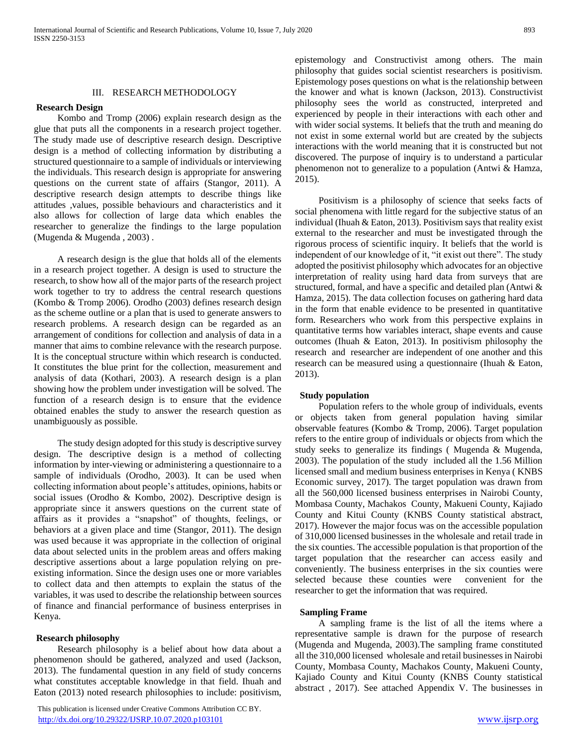## III. RESEARCH METHODOLOGY

### Research Design

Kombo and Tromp (2006) explain research design as the glue that puts all the components in a research project together. The study made use of descriptive research design. Descriptive design is a method of collecting information by distributing a structured questionnaire to a sample of individuals or interviewing the individuals. This research design is appropriate for answering questions on the current state of affairs (Stangor, 2011). A descriptive research design attempts to describe things like attitudes ,values, possible behaviours and characteristics and it also allows for collection of large data which enables the researcher to generalize the findings to the large population (Mugenda & Mugenda , 2003) .

A research design is the glue that holds all of the elements in a research project together. A design is used to structure the research, to show how all of the major parts of the research project work together to try to address the central research questions (Kombo & Tromp 2006). Orodho (2003) defines research design as the scheme outline or a plan that is used to generate answers to research problems. A research design can be regarded as an arrangement of conditions for collection and analysis of data in a manner that aims to combine relevance with the research purpose. It is the conceptual structure within which research is conducted. It constitutes the blue print for the collection, measurement and analysis of data (Kothari, 2003). A research design is a plan showing how the problem under investigation will be solved. The function of a research design is to ensure that the evidence obtained enables the study to answer the research question as unambiguously as possible.

The study design adopted for this study is descriptive survey design. The descriptive design is a method of collecting information by inter-viewing or administering a questionnaire to a sample of individuals (Orodho, 2003). It can be used when collecting information about people's attitudes, opinions, habits or social issues (Orodho & Kombo, 2002). Descriptive design is appropriate since it answers questions on the current state of affairs as it provides a "snapshot" of thoughts, feelings, or behaviors at a given place and time (Stangor, 2011). The design was used because it was appropriate in the collection of original data about selected units in the problem areas and offers making descriptive assertions about a large population relying on pre-existing information. Since the design uses one or more variables to collect data and then attempts to explain the status of the variables, it was used to describe the relationship between sources of finance and financial performance of business enterprises in Kenya.

### Research philosophy

Research philosophy is a belief about how data about a phenomenon should be gathered, analyzed and used (Jackson, 2013). The fundamental question in any field of study concerns what constitutes acceptable knowledge in that field. Ihuah and Eaton (2013) noted research philosophies to include: positivism, epistemology and Constructivist among others. The main philosophy that guides social scientist researchers is positivism. Epistemology poses questions on what is the relationship between the knower and what is known (Jackson, 2013). Constructivist philosophy sees the world as constructed, interpreted and experienced by people in their interactions with each other and with wider social systems. It beliefs that the truth and meaning do not exist in some external world but are created by the subjects interactions with the world meaning that it is constructed but not discovered. The purpose of inquiry is to understand a particular phenomenon not to generalize to a population (Antwi & Hamza, 2015).

Positivism is a philosophy of science that seeks facts of social phenomena with little regard for the subjective status of an individual (Ihuah & Eaton, 2013). Positivism says that reality exist external to the researcher and must be investigated through the rigorous process of scientific inquiry. It beliefs that the world is independent of our knowledge of it, "it exist out there". The study adopted the positivist philosophy which advocates for an objective interpretation of reality using hard data from surveys that are structured, formal, and have a specific and detailed plan (Antwi & Hamza, 2015). The data collection focuses on gathering hard data in the form that enable evidence to be presented in quantitative form. Researchers who work from this perspective explains in quantitative terms how variables interact, shape events and cause outcomes (Ihuah & Eaton, 2013). In positivism philosophy the research and researcher are independent of one another and this research can be measured using a questionnaire (Ihuah & Eaton, 2013).

### Study population

Population refers to the whole group of individuals, events or objects taken from general population having similar observable features (Kombo & Tromp, 2006). Target population refers to the entire group of individuals or objects from which the study seeks to generalize its findings ( Mugenda & Mugenda, 2003). The population of the study included all the 1.56 Million licensed small and medium business enterprises in Kenya ( KNBS Economic survey, 2017). The target population was drawn from all the 560,000 licensed business enterprises in Nairobi County, Mombasa County, Machakos County, Makueni County, Kajiado County and Kitui County (KNBS County statistical abstract, 2017). However the major focus was on the accessible population of 310,000 licensed businesses in the wholesale and retail trade in the six counties. The accessible population is that proportion of the target population that the researcher can access easily and conveniently. The business enterprises in the six counties were selected because these counties were convenient for the researcher to get the information that was required.

### Sampling Frame

A sampling frame is the list of all the items where a representative sample is drawn for the purpose of research (Mugenda and Mugenda, 2003).The sampling frame constituted all the 310,000 licensed wholesale and retail businesses in Nairobi County, Mombasa County, Machakos County, Makueni County, Kajiado County and Kitui County (KNBS County statistical abstract , 2017). See attached Appendix V. The businesses in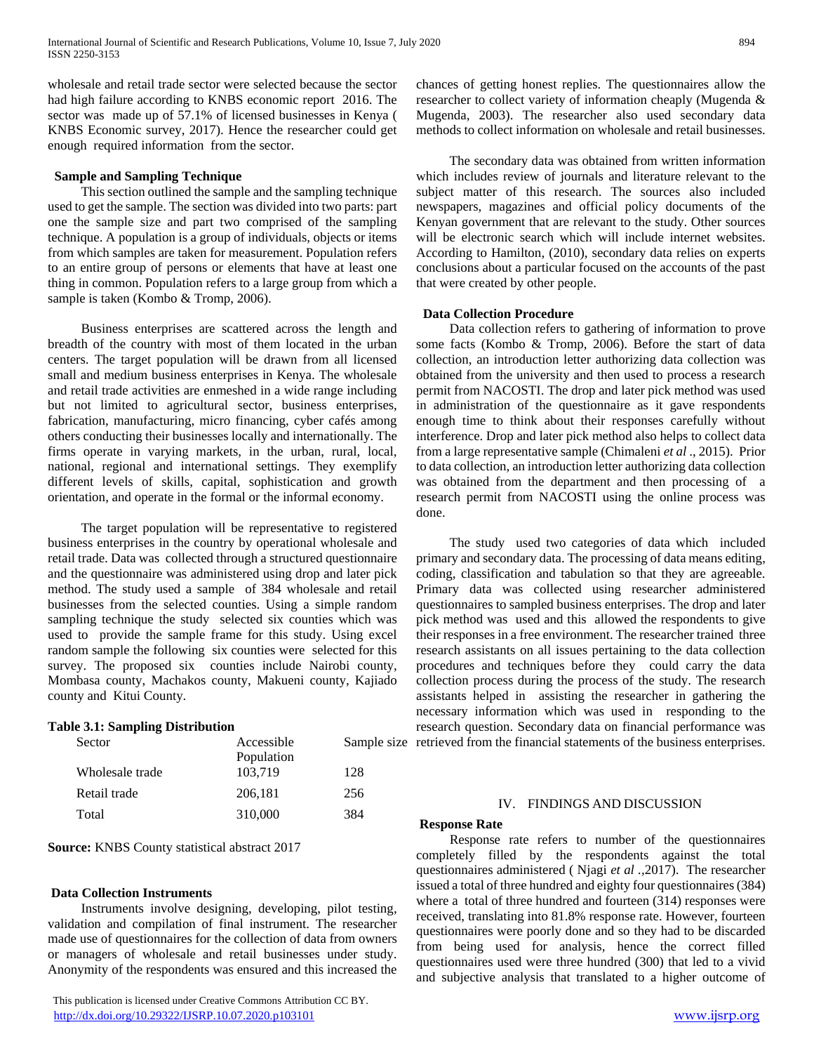wholesale and retail trade sector were selected because the sector had high failure according to KNBS economic report 2016. The sector was made up of 57.1% of licensed businesses in Kenya ( KNBS Economic survey, 2017). Hence the researcher could get enough required information from the sector.

### Sample and Sampling Technique

This section outlined the sample and the sampling technique used to get the sample. The section was divided into two parts: part one the sample size and part two comprised of the sampling technique. A population is a group of individuals, objects or items from which samples are taken for measurement. Population refers to an entire group of persons or elements that have at least one thing in common. Population refers to a large group from which a sample is taken (Kombo & Tromp, 2006).

Business enterprises are scattered across the length and breadth of the country with most of them located in the urban centers. The target population will be drawn from all licensed small and medium business enterprises in Kenya. The wholesale and retail trade activities are enmeshed in a wide range including but not limited to agricultural sector, business enterprises, fabrication, manufacturing, micro financing, cyber cafés among others conducting their businesses locally and internationally. The firms operate in varying markets, in the urban, rural, local, national, regional and international settings. They exemplify different levels of skills, capital, sophistication and growth orientation, and operate in the formal or the informal economy.

The target population will be representative to registered business enterprises in the country by operational wholesale and retail trade. Data was collected through a structured questionnaire and the questionnaire was administered using drop and later pick method. The study used a sample of 384 wholesale and retail businesses from the selected counties. Using a simple random sampling technique the study selected six counties which was used to provide the sample frame for this study. Using excel random sample the following six counties were selected for this survey. The proposed six counties include Nairobi county, Mombasa county, Machakos county, Makueni county, Kajiado county and Kitui County.

**Table 3.1: Sampling Distribution**

| Sector | Accessible Population | Sample size |
|---|---|---|
| Wholesale trade | 103,719 | 128 |
| Retail trade | 206,181 | 256 |
| Total | 310,000 | 384 |

**Source:** KNBS County statistical abstract 2017

### Data Collection Instruments

Instruments involve designing, developing, pilot testing, validation and compilation of final instrument. The researcher made use of questionnaires for the collection of data from owners or managers of wholesale and retail businesses under study. Anonymity of the respondents was ensured and this increased the chances of getting honest replies. The questionnaires allow the researcher to collect variety of information cheaply (Mugenda & Mugenda, 2003). The researcher also used secondary data methods to collect information on wholesale and retail businesses.

The secondary data was obtained from written information which includes review of journals and literature relevant to the subject matter of this research. The sources also included newspapers, magazines and official policy documents of the Kenyan government that are relevant to the study. Other sources will be electronic search which will include internet websites. According to Hamilton, (2010), secondary data relies on experts conclusions about a particular focused on the accounts of the past that were created by other people.

### Data Collection Procedure

Data collection refers to gathering of information to prove some facts (Kombo & Tromp, 2006). Before the start of data collection, an introduction letter authorizing data collection was obtained from the university and then used to process a research permit from NACOSTI. The drop and later pick method was used in administration of the questionnaire as it gave respondents enough time to think about their responses carefully without interference. Drop and later pick method also helps to collect data from a large representative sample (Chimaleni *et al* ., 2015). Prior to data collection, an introduction letter authorizing data collection was obtained from the department and then processing of a research permit from NACOSTI using the online process was done.

The study used two categories of data which included primary and secondary data. The processing of data means editing, coding, classification and tabulation so that they are agreeable. Primary data was collected using researcher administered questionnaires to sampled business enterprises. The drop and later pick method was used and this allowed the respondents to give their responses in a free environment. The researcher trained three research assistants on all issues pertaining to the data collection procedures and techniques before they could carry the data collection process during the process of the study. The research assistants helped in assisting the researcher in gathering the necessary information which was used in responding to the research question. Secondary data on financial performance was retrieved from the financial statements of the business enterprises.

## IV. FINDINGS AND DISCUSSION

### Response Rate

Response rate refers to number of the questionnaires completely filled by the respondents against the total questionnaires administered ( Njagi *et al* .,2017). The researcher issued a total of three hundred and eighty four questionnaires (384) where a total of three hundred and fourteen (314) responses were received, translating into 81.8% response rate. However, fourteen questionnaires were poorly done and so they had to be discarded from being used for analysis, hence the correct filled questionnaires used were three hundred (300) that led to a vivid and subjective analysis that translated to a higher outcome of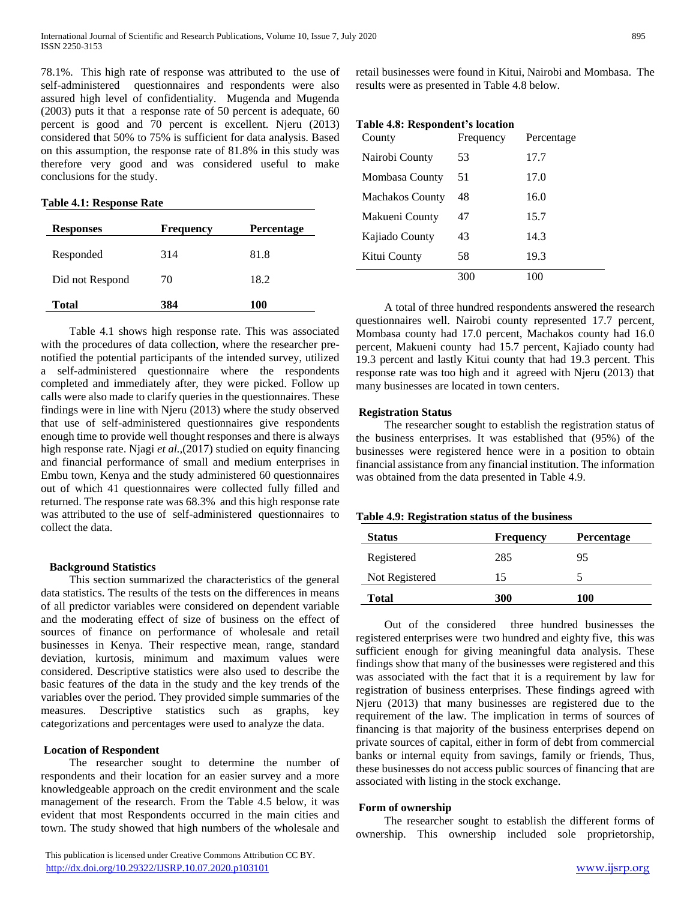78.1%. This high rate of response was attributed to the use of self-administered questionnaires and respondents were also assured high level of confidentiality. Mugenda and Mugenda (2003) puts it that a response rate of 50 percent is adequate, 60 percent is good and 70 percent is excellent. Njeru (2013) considered that 50% to 75% is sufficient for data analysis. Based on this assumption, the response rate of 81.8% in this study was therefore very good and was considered useful to make conclusions for the study.

**Table 4.1: Response Rate**

| Responses | Frequency | Percentage |
|---|---|---|
| Responded | 314 | 81.8 |
| Did not Respond | 70 | 18.2 |
| **Total** | **384** | **100** |

Table 4.1 shows high response rate. This was associated with the procedures of data collection, where the researcher pre-notified the potential participants of the intended survey, utilized a self-administered questionnaire where the respondents completed and immediately after, they were picked. Follow up calls were also made to clarify queries in the questionnaires. These findings were in line with Njeru (2013) where the study observed that use of self-administered questionnaires give respondents enough time to provide well thought responses and there is always high response rate. Njagi *et al*.,(2017) studied on equity financing and financial performance of small and medium enterprises in Embu town, Kenya and the study administered 60 questionnaires out of which 41 questionnaires were collected fully filled and returned. The response rate was 68.3% and this high response rate was attributed to the use of self-administered questionnaires to collect the data.

**Background Statistics**

This section summarized the characteristics of the general data statistics. The results of the tests on the differences in means of all predictor variables were considered on dependent variable and the moderating effect of size of business on the effect of sources of finance on performance of wholesale and retail businesses in Kenya. Their respective mean, range, standard deviation, kurtosis, minimum and maximum values were considered. Descriptive statistics were also used to describe the basic features of the data in the study and the key trends of the variables over the period. They provided simple summaries of the measures. Descriptive statistics such as graphs, key categorizations and percentages were used to analyze the data.

**Location of Respondent**

The researcher sought to determine the number of respondents and their location for an easier survey and a more knowledgeable approach on the credit environment and the scale management of the research. From the Table 4.5 below, it was evident that most Respondents occurred in the main cities and town. The study showed that high numbers of the wholesale and retail businesses were found in Kitui, Nairobi and Mombasa. The results were as presented in Table 4.8 below.

**Table 4.8: Respondent's location**

| County | Frequency | Percentage |
|---|---|---|
| Nairobi County | 53 | 17.7 |
| Mombasa County | 51 | 17.0 |
| Machakos County | 48 | 16.0 |
| Makueni County | 47 | 15.7 |
| Kajiado County | 43 | 14.3 |
| Kitui County | 58 | 19.3 |
| | 300 | 100 |

A total of three hundred respondents answered the research questionnaires well. Nairobi county represented 17.7 percent, Mombasa county had 17.0 percent, Machakos county had 16.0 percent, Makueni county had 15.7 percent, Kajiado county had 19.3 percent and lastly Kitui county that had 19.3 percent. This response rate was too high and it agreed with Njeru (2013) that many businesses are located in town centers.

**Registration Status**

The researcher sought to establish the registration status of the business enterprises. It was established that (95%) of the businesses were registered hence were in a position to obtain financial assistance from any financial institution. The information was obtained from the data presented in Table 4.9.

**Table 4.9: Registration status of the business**

| Status | Frequency | Percentage |
|---|---|---|
| Registered | 285 | 95 |
| Not Registered | 15 | 5 |
| **Total** | **300** | **100** |

Out of the considered three hundred businesses the registered enterprises were two hundred and eighty five, this was sufficient enough for giving meaningful data analysis. These findings show that many of the businesses were registered and this was associated with the fact that it is a requirement by law for registration of business enterprises. These findings agreed with Njeru (2013) that many businesses are registered due to the requirement of the law. The implication in terms of sources of financing is that majority of the business enterprises depend on private sources of capital, either in form of debt from commercial banks or internal equity from savings, family or friends, Thus, these businesses do not access public sources of financing that are associated with listing in the stock exchange.

**Form of ownership**

The researcher sought to establish the different forms of ownership. This ownership included sole proprietorship,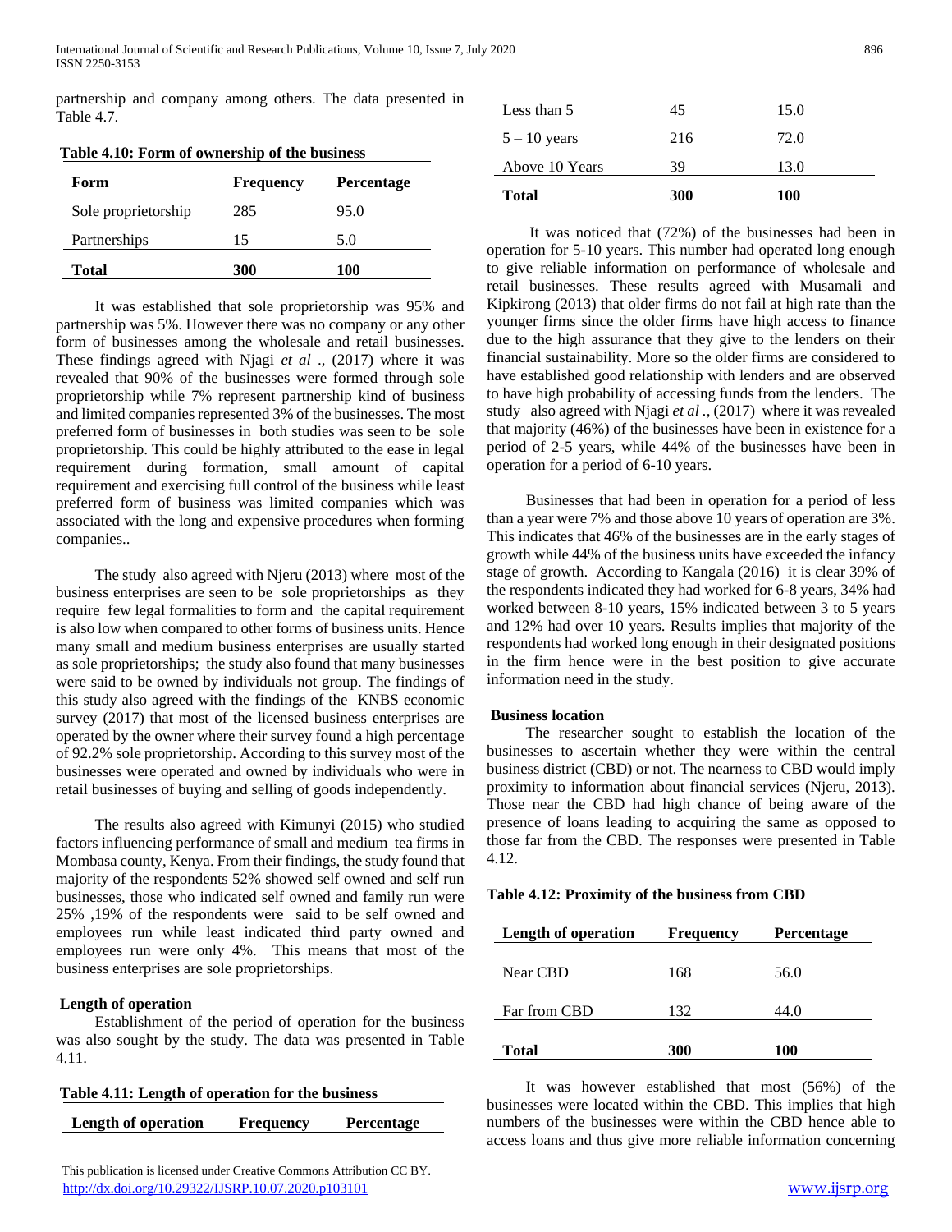partnership and company among others. The data presented in Table 4.7.

**Table 4.10: Form of ownership of the business**

| Form | Frequency | Percentage |
|---|---|---|
| Sole proprietorship | 285 | 95.0 |
| Partnerships | 15 | 5.0 |
| **Total** | **300** | **100** |

It was established that sole proprietorship was 95% and partnership was 5%. However there was no company or any other form of businesses among the wholesale and retail businesses. These findings agreed with Njagi *et al* ., (2017) where it was revealed that 90% of the businesses were formed through sole proprietorship while 7% represent partnership kind of business and limited companies represented 3% of the businesses. The most preferred form of businesses in both studies was seen to be sole proprietorship. This could be highly attributed to the ease in legal requirement during formation, small amount of capital requirement and exercising full control of the business while least preferred form of business was limited companies which was associated with the long and expensive procedures when forming companies..

The study also agreed with Njeru (2013) where most of the business enterprises are seen to be sole proprietorships as they require few legal formalities to form and the capital requirement is also low when compared to other forms of business units. Hence many small and medium business enterprises are usually started as sole proprietorships; the study also found that many businesses were said to be owned by individuals not group. The findings of this study also agreed with the findings of the KNBS economic survey (2017) that most of the licensed business enterprises are operated by the owner where their survey found a high percentage of 92.2% sole proprietorship. According to this survey most of the businesses were operated and owned by individuals who were in retail businesses of buying and selling of goods independently.

The results also agreed with Kimunyi (2015) who studied factors influencing performance of small and medium tea firms in Mombasa county, Kenya. From their findings, the study found that majority of the respondents 52% showed self owned and self run businesses, those who indicated self owned and family run were 25% ,19% of the respondents were said to be self owned and employees run while least indicated third party owned and employees run were only 4%. This means that most of the business enterprises are sole proprietorships.

**Length of operation**

Establishment of the period of operation for the business was also sought by the study. The data was presented in Table 4.11.

**Table 4.11: Length of operation for the business**

| Length of operation | Frequency | Percentage |
|---|---|---|
| Less than 5 | 45 | 15.0 |
| 5 – 10 years | 216 | 72.0 |
| Above 10 Years | 39 | 13.0 |
| **Total** | **300** | **100** |

It was noticed that (72%) of the businesses had been in operation for 5-10 years. This number had operated long enough to give reliable information on performance of wholesale and retail businesses. These results agreed with Musamali and Kipkirong (2013) that older firms do not fail at high rate than the younger firms since the older firms have high access to finance due to the high assurance that they give to the lenders on their financial sustainability. More so the older firms are considered to have established good relationship with lenders and are observed to have high probability of accessing funds from the lenders. The study also agreed with Njagi *et al* ., (2017) where it was revealed that majority (46%) of the businesses have been in existence for a period of 2-5 years, while 44% of the businesses have been in operation for a period of 6-10 years.

Businesses that had been in operation for a period of less than a year were 7% and those above 10 years of operation are 3%. This indicates that 46% of the businesses are in the early stages of growth while 44% of the business units have exceeded the infancy stage of growth. According to Kangala (2016) it is clear 39% of the respondents indicated they had worked for 6-8 years, 34% had worked between 8-10 years, 15% indicated between 3 to 5 years and 12% had over 10 years. Results implies that majority of the respondents had worked long enough in their designated positions in the firm hence were in the best position to give accurate information need in the study.

**Business location**

The researcher sought to establish the location of the businesses to ascertain whether they were within the central business district (CBD) or not. The nearness to CBD would imply proximity to information about financial services (Njeru, 2013). Those near the CBD had high chance of being aware of the presence of loans leading to acquiring the same as opposed to those far from the CBD. The responses were presented in Table 4.12.

**Table 4.12: Proximity of the business from CBD**

| Length of operation | Frequency | Percentage |
|---|---|---|
| Near CBD | 168 | 56.0 |
| Far from CBD | 132 | 44.0 |
| **Total** | **300** | **100** |

It was however established that most (56%) of the businesses were located within the CBD. This implies that high numbers of the businesses were within the CBD hence able to access loans and thus give more reliable information concerning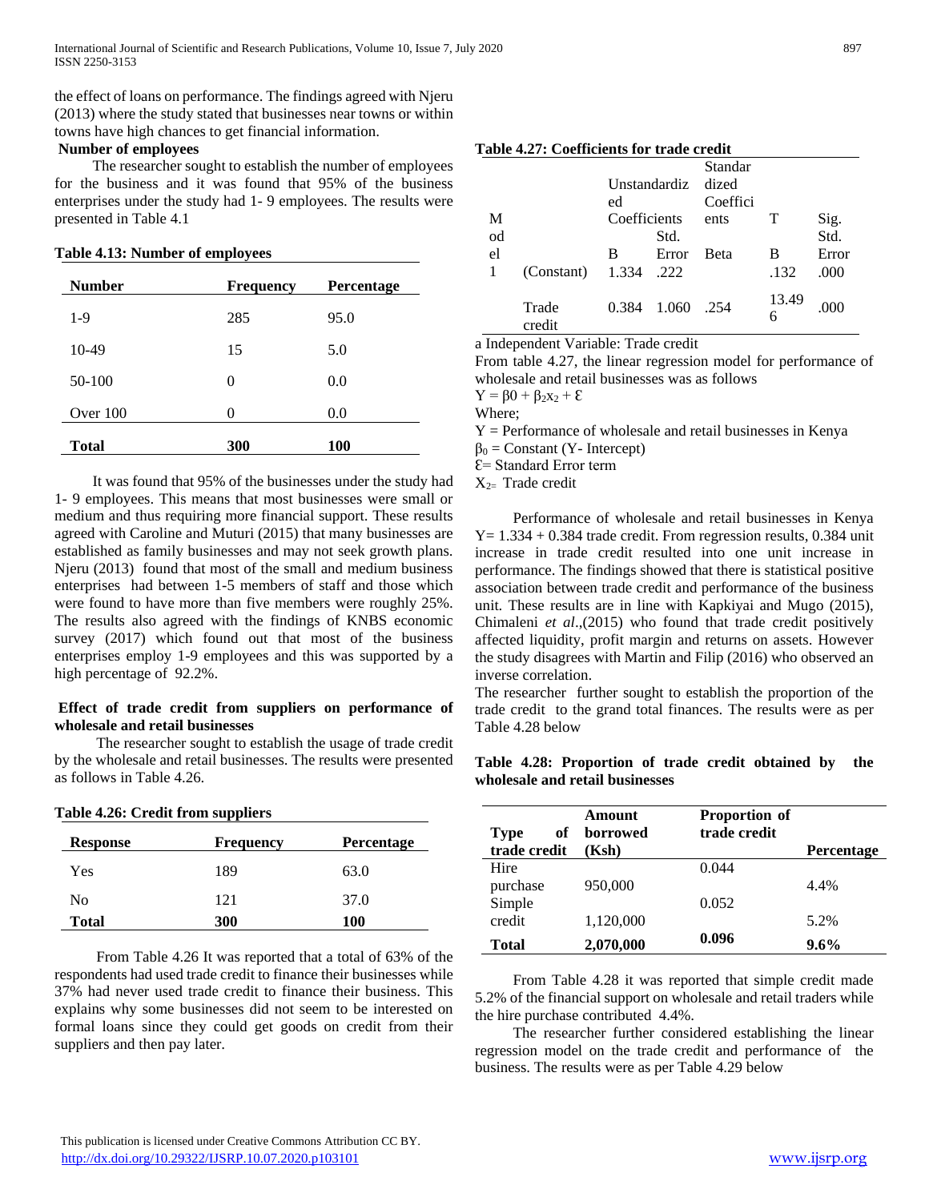the effect of loans on performance. The findings agreed with Njeru (2013) where the study stated that businesses near towns or within towns have high chances to get financial information.

**Number of employees**

The researcher sought to establish the number of employees for the business and it was found that 95% of the business enterprises under the study had 1- 9 employees. The results were presented in Table 4.1

**Table 4.13: Number of employees**

| Number | Frequency | Percentage |
|---|---|---|
| 1-9 | 285 | 95.0 |
| 10-49 | 15 | 5.0 |
| 50-100 | 0 | 0.0 |
| Over 100 | 0 | 0.0 |
| **Total** | **300** | **100** |

It was found that 95% of the businesses under the study had 1- 9 employees. This means that most businesses were small or medium and thus requiring more financial support. These results agreed with Caroline and Muturi (2015) that many businesses are established as family businesses and may not seek growth plans. Njeru (2013) found that most of the small and medium business enterprises had between 1-5 members of staff and those which were found to have more than five members were roughly 25%. The results also agreed with the findings of KNBS economic survey (2017) which found out that most of the business enterprises employ 1-9 employees and this was supported by a high percentage of 92.2%.

**Effect of trade credit from suppliers on performance of wholesale and retail businesses**

The researcher sought to establish the usage of trade credit by the wholesale and retail businesses. The results were presented as follows in Table 4.26.

**Table 4.26: Credit from suppliers**

| Response | Frequency | Percentage |
|---|---|---|
| Yes | 189 | 63.0 |
| No | 121 | 37.0 |
| **Total** | **300** | **100** |

From Table 4.26 It was reported that a total of 63% of the respondents had used trade credit to finance their businesses while 37% had never used trade credit to finance their business. This explains why some businesses did not seem to be interested on formal loans since they could get goods on credit from their suppliers and then pay later.

**Table 4.27: Coefficients for trade credit**

| Model | | Unstandardized Coefficients | | Standardized Coefficients | T | Sig. |
|---|---|---|---|---|---|---|
| | | B | Std. Error | Beta | B | Std. Error |
| 1 | (Constant) | 1.334 | .222 | | .132 | .000 |
| | Trade credit | 0.384 | 1.060 | .254 | 13.496 | .000 |

a Independent Variable: Trade credit

From table 4.27, the linear regression model for performance of wholesale and retail businesses was as follows

$Y = \beta 0 + \beta_2 x_2 + \mathcal{E}$

Where;

Y = Performance of wholesale and retail businesses in Kenya

$\beta_0$ = Constant (Y- Intercept)

$\mathcal{E}$= Standard Error term

$X_2$= Trade credit

Performance of wholesale and retail businesses in Kenya Y= 1.334 + 0.384 trade credit. From regression results, 0.384 unit increase in trade credit resulted into one unit increase in performance. The findings showed that there is statistical positive association between trade credit and performance of the business unit. These results are in line with Kapkiyai and Mugo (2015), Chimaleni *et al*.,(2015) who found that trade credit positively affected liquidity, profit margin and returns on assets. However the study disagrees with Martin and Filip (2016) who observed an inverse correlation.

The researcher further sought to establish the proportion of the trade credit to the grand total finances. The results were as per Table 4.28 below

**Table 4.28: Proportion of trade credit obtained by the wholesale and retail businesses**

| Type of trade credit | Amount borrowed (Ksh) | Proportion of trade credit | Percentage |
|---|---|---|---|
| Hire purchase | 950,000 | 0.044 | 4.4% |
| Simple credit | 1,120,000 | 0.052 | 5.2% |
| **Total** | **2,070,000** | **0.096** | **9.6%** |

From Table 4.28 it was reported that simple credit made 5.2% of the financial support on wholesale and retail traders while the hire purchase contributed 4.4%.

The researcher further considered establishing the linear regression model on the trade credit and performance of the business. The results were as per Table 4.29 below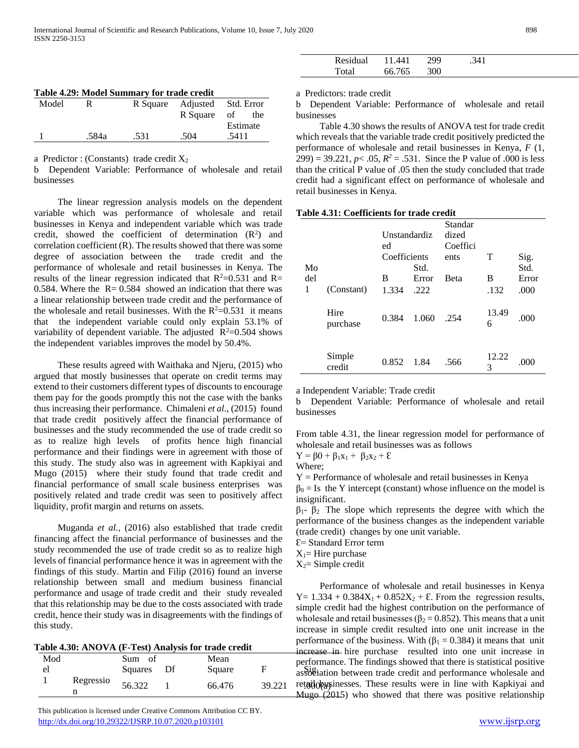**Table 4.29: Model Summary for trade credit**

| Model | R | R Square | Adjusted R Square | Std. Error of the Estimate |
|---|---|---|---|---|
| 1 | .584a | .531 | .504 | .5411 |

a Predictor : (Constants) trade credit $X_2$

b Dependent Variable: Performance of wholesale and retail businesses

The linear regression analysis models on the dependent variable which was performance of wholesale and retail businesses in Kenya and independent variable which was trade credit, showed the coefficient of determination ($R^2$) and correlation coefficient (R). The results showed that there was some degree of association between the trade credit and the performance of wholesale and retail businesses in Kenya. The results of the linear regression indicated that $R^2$=0.531 and R= 0.584. Where the R= 0.584 showed an indication that there was a linear relationship between trade credit and the performance of the wholesale and retail businesses. With the $R^2$=0.531 it means that the independent variable could only explain 53.1% of variability of dependent variable. The adjusted $R^2$=0.504 shows the independent variables improves the model by 50.4%.

These results agreed with Waithaka and Njeru, (2015) who argued that mostly businesses that operate on credit terms may extend to their customers different types of discounts to encourage them pay for the goods promptly this not the case with the banks thus increasing their performance. Chimaleni *et al*., (2015) found that trade credit positively affect the financial performance of businesses and the study recommended the use of trade credit so as to realize high levels of profits hence high financial performance and their findings were in agreement with those of this study. The study also was in agreement with Kapkiyai and Mugo (2015) where their study found that trade credit and financial performance of small scale business enterprises was positively related and trade credit was seen to positively affect liquidity, profit margin and returns on assets.

Muganda *et al.,* (2016) also established that trade credit financing affect the financial performance of businesses and the study recommended the use of trade credit so as to realize high levels of financial performance hence it was in agreement with the findings of this study. Martin and Filip (2016) found an inverse relationship between small and medium business financial performance and usage of trade credit and their study revealed that this relationship may be due to the costs associated with trade credit, hence their study was in disagreements with the findings of this study.

**Table 4.30: ANOVA (F-Test) Analysis for trade credit**

| Model | | Sum of Squares | Df | Mean Square | F | Sig. |
|---|---|---|---|---|---|---|
| 1 | Regression | 56.322 | 1 | 66.476 | 39.221 | .000(a) |
| | Residual | 11.441 | 299 | .341 | | |
| | Total | 66.765 | 300 | | | |

a Predictors: trade credit

b Dependent Variable: Performance of wholesale and retail businesses

Table 4.30 shows the results of ANOVA test for trade credit which reveals that the variable trade credit positively predicted the performance of wholesale and retail businesses in Kenya, $F$ (1, 299) = 39.221, $p< .05$, $R^2 = .531$. Since the P value of .000 is less than the critical P value of .05 then the study concluded that trade credit had a significant effect on performance of wholesale and retail businesses in Kenya.

**Table 4.31: Coefficients for trade credit**

| Model | | Unstandardized Coefficients | | Standardized Coefficients | T | Sig. |
|---|---|---|---|---|---|---|
| | | B | Std. Error | Beta | B | Std. Error |
| 1 | (Constant) | 1.334 | .222 | | .132 | .000 |
| | Hire purchase | 0.384 | 1.060 | .254 | 13.496 | .000 |
| | Simple credit | 0.852 | 1.84 | .566 | 12.223 | .000 |

a Independent Variable: Trade credit

b Dependent Variable: Performance of wholesale and retail businesses

From table 4.31, the linear regression model for performance of wholesale and retail businesses was as follows

$Y = \beta 0 + \beta_1 x_1 + \beta_2 x_2 + \mathcal{E}$

Where;

Y = Performance of wholesale and retail businesses in Kenya

$\beta_0$ = Is the Y intercept (constant) whose influence on the model is insignificant.

$\beta_1$- $\beta_2$ The slope which represents the degree with which the performance of the business changes as the independent variable (trade credit) changes by one unit variable.

$\mathcal{E}$= Standard Error term

$X_1$= Hire purchase

$X_2$= Simple credit

Performance of wholesale and retail businesses in Kenya $Y= 1.334 + 0.384X_1 + 0.852X_2 + \mathcal{E}$. From the regression results, simple credit had the highest contribution on the performance of wholesale and retail businesses ($\beta_2 = 0.852$). This means that a unit increase in simple credit resulted into one unit increase in the performance of the business. With ($\beta_1 = 0.384$) it means that unit increase in hire purchase resulted into one unit increase in performance. The findings showed that there is statistical positive association between trade credit and performance wholesale and retail businesses. These results were in line with Kapkiyai and Mugo (2015) who showed that there was positive relationship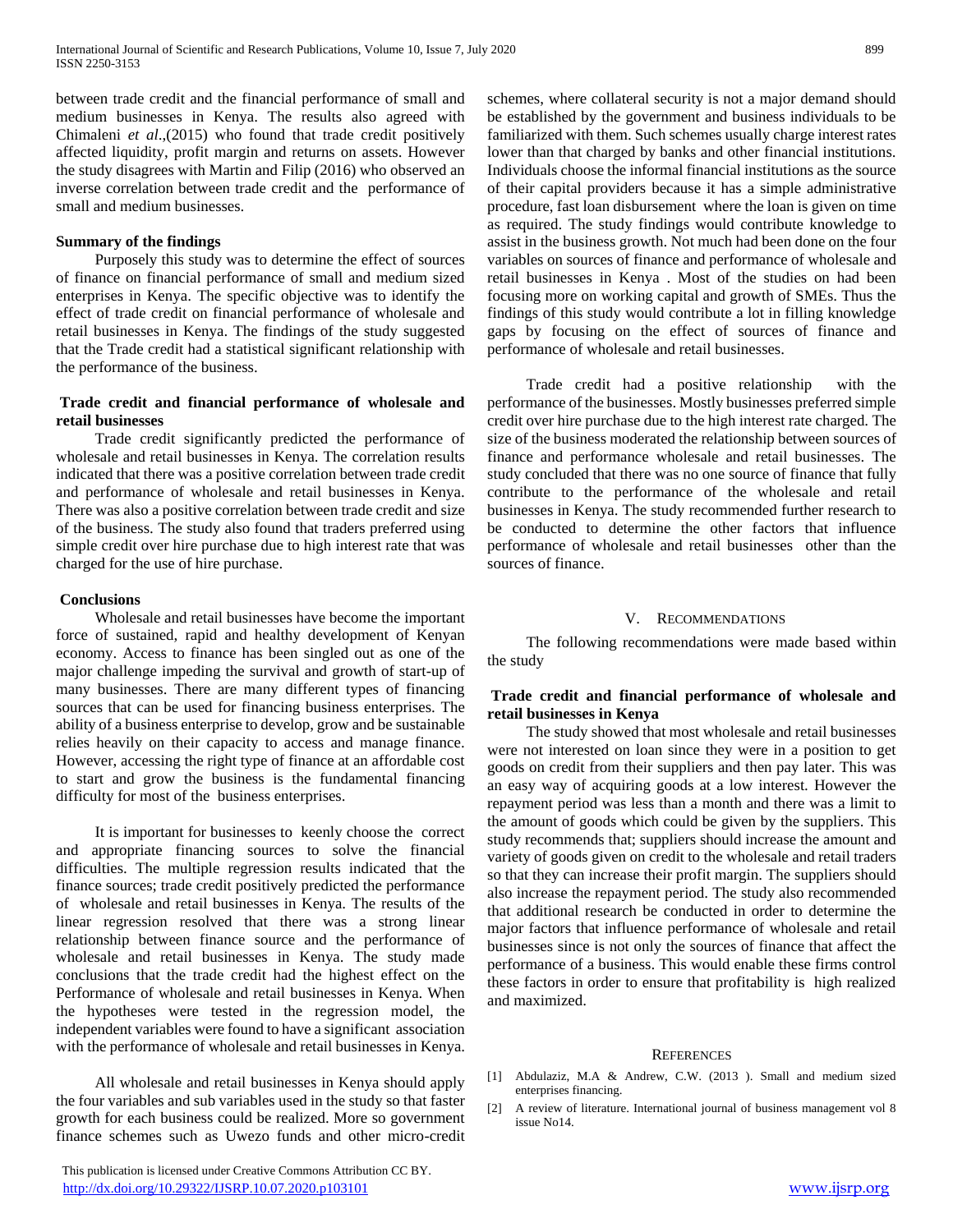between trade credit and the financial performance of small and medium businesses in Kenya. The results also agreed with Chimaleni *et al*.,(2015) who found that trade credit positively affected liquidity, profit margin and returns on assets. However the study disagrees with Martin and Filip (2016) who observed an inverse correlation between trade credit and the performance of small and medium businesses.

**Summary of the findings**

Purposely this study was to determine the effect of sources of finance on financial performance of small and medium sized enterprises in Kenya. The specific objective was to identify the effect of trade credit on financial performance of wholesale and retail businesses in Kenya. The findings of the study suggested that the Trade credit had a statistical significant relationship with the performance of the business.

**Trade credit and financial performance of wholesale and retail businesses**

Trade credit significantly predicted the performance of wholesale and retail businesses in Kenya. The correlation results indicated that there was a positive correlation between trade credit and performance of wholesale and retail businesses in Kenya. There was also a positive correlation between trade credit and size of the business. The study also found that traders preferred using simple credit over hire purchase due to high interest rate that was charged for the use of hire purchase.

**Conclusions**

Wholesale and retail businesses have become the important force of sustained, rapid and healthy development of Kenyan economy. Access to finance has been singled out as one of the major challenge impeding the survival and growth of start-up of many businesses. There are many different types of financing sources that can be used for financing business enterprises. The ability of a business enterprise to develop, grow and be sustainable relies heavily on their capacity to access and manage finance. However, accessing the right type of finance at an affordable cost to start and grow the business is the fundamental financing difficulty for most of the business enterprises.

It is important for businesses to keenly choose the correct and appropriate financing sources to solve the financial difficulties. The multiple regression results indicated that the finance sources; trade credit positively predicted the performance of wholesale and retail businesses in Kenya. The results of the linear regression resolved that there was a strong linear relationship between finance source and the performance of wholesale and retail businesses in Kenya. The study made conclusions that the trade credit had the highest effect on the Performance of wholesale and retail businesses in Kenya. When the hypotheses were tested in the regression model, the independent variables were found to have a significant association with the performance of wholesale and retail businesses in Kenya.

All wholesale and retail businesses in Kenya should apply the four variables and sub variables used in the study so that faster growth for each business could be realized. More so government finance schemes such as Uwezo funds and other micro-credit schemes, where collateral security is not a major demand should be established by the government and business individuals to be familiarized with them. Such schemes usually charge interest rates lower than that charged by banks and other financial institutions. Individuals choose the informal financial institutions as the source of their capital providers because it has a simple administrative procedure, fast loan disbursement where the loan is given on time as required. The study findings would contribute knowledge to assist in the business growth. Not much had been done on the four variables on sources of finance and performance of wholesale and retail businesses in Kenya . Most of the studies on had been focusing more on working capital and growth of SMEs. Thus the findings of this study would contribute a lot in filling knowledge gaps by focusing on the effect of sources of finance and performance of wholesale and retail businesses.

Trade credit had a positive relationship with the performance of the businesses. Mostly businesses preferred simple credit over hire purchase due to the high interest rate charged. The size of the business moderated the relationship between sources of finance and performance wholesale and retail businesses. The study concluded that there was no one source of finance that fully contribute to the performance of the wholesale and retail businesses in Kenya. The study recommended further research to be conducted to determine the other factors that influence performance of wholesale and retail businesses other than the sources of finance.

## V. Recommendations

The following recommendations were made based within the study

**Trade credit and financial performance of wholesale and retail businesses in Kenya**

The study showed that most wholesale and retail businesses were not interested on loan since they were in a position to get goods on credit from their suppliers and then pay later. This was an easy way of acquiring goods at a low interest. However the repayment period was less than a month and there was a limit to the amount of goods which could be given by the suppliers. This study recommends that; suppliers should increase the amount and variety of goods given on credit to the wholesale and retail traders so that they can increase their profit margin. The suppliers should also increase the repayment period. The study also recommended that additional research be conducted in order to determine the major factors that influence performance of wholesale and retail businesses since is not only the sources of finance that affect the performance of a business. This would enable these firms control these factors in order to ensure that profitability is high realized and maximized.

## References

[1] Abdulaziz, M.A & Andrew, C.W. (2013 ). Small and medium sized enterprises financing.

[2] A review of literature. International journal of business management vol 8 issue No14.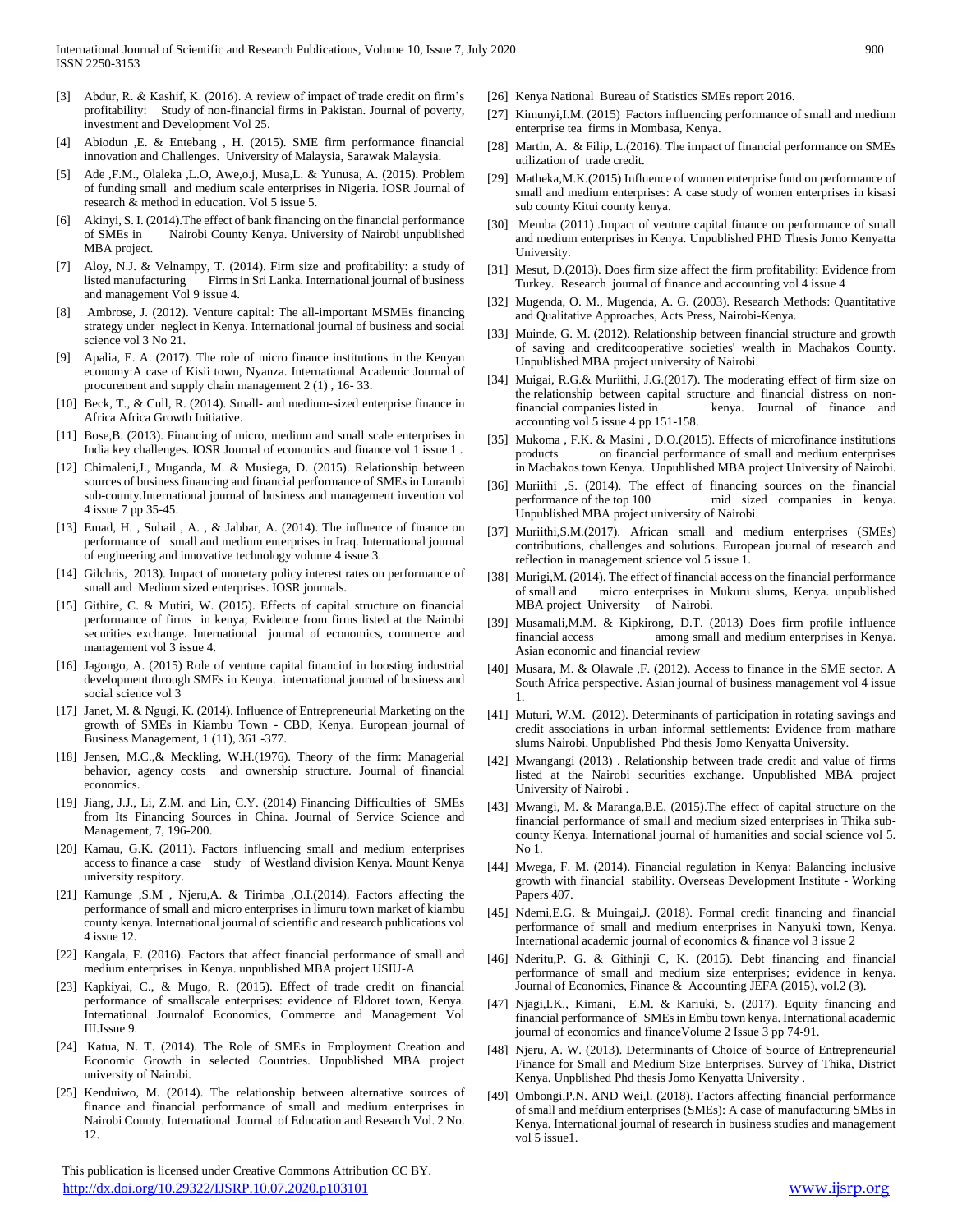[3] Abdur, R. & Kashif, K. (2016). A review of impact of trade credit on firm's profitability: Study of non-financial firms in Pakistan. Journal of poverty, investment and Development Vol 25.

[4] Abiodun ,E. & Entebang , H. (2015). SME firm performance financial innovation and Challenges. University of Malaysia, Sarawak Malaysia.

[5] Ade ,F.M., Olaleka ,L.O, Awe,o.j, Musa,L. & Yunusa, A. (2015). Problem of funding small and medium scale enterprises in Nigeria. IOSR Journal of research & method in education. Vol 5 issue 5.

[6] Akinyi, S. I. (2014).The effect of bank financing on the financial performance of SMEs in Nairobi County Kenya. University of Nairobi unpublished MBA project.

[7] Aloy, N.J. & Velnampy, T. (2014). Firm size and profitability: a study of listed manufacturing Firms in Sri Lanka. International journal of business and management Vol 9 issue 4.

[8] Ambrose, J. (2012). Venture capital: The all-important MSMEs financing strategy under neglect in Kenya. International journal of business and social science vol 3 No 21.

[9] Apalia, E. A. (2017). The role of micro finance institutions in the Kenyan economy:A case of Kisii town, Nyanza. International Academic Journal of procurement and supply chain management 2 (1) , 16- 33.

[10] Beck, T., & Cull, R. (2014). Small- and medium-sized enterprise finance in Africa Africa Growth Initiative.

[11] Bose,B. (2013). Financing of micro, medium and small scale enterprises in India key challenges. IOSR Journal of economics and finance vol 1 issue 1 .

[12] Chimaleni,J., Muganda, M. & Musiega, D. (2015). Relationship between sources of business financing and financial performance of SMEs in Lurambi sub-county.International journal of business and management invention vol 4 issue 7 pp 35-45.

[13] Emad, H. , Suhail , A. , & Jabbar, A. (2014). The influence of finance on performance of small and medium enterprises in Iraq. International journal of engineering and innovative technology volume 4 issue 3.

[14] Gilchris, 2013). Impact of monetary policy interest rates on performance of small and Medium sized enterprises. IOSR journals.

[15] Githire, C. & Mutiri, W. (2015). Effects of capital structure on financial performance of firms in kenya; Evidence from firms listed at the Nairobi securities exchange. International journal of economics, commerce and management vol 3 issue 4.

[16] Jagongo, A. (2015) Role of venture capital financinf in boosting industrial development through SMEs in Kenya. international journal of business and social science vol 3

[17] Janet, M. & Ngugi, K. (2014). Influence of Entrepreneurial Marketing on the growth of SMEs in Kiambu Town - CBD, Kenya. European journal of Business Management, 1 (11), 361 -377.

[18] Jensen, M.C.,& Meckling, W.H.(1976). Theory of the firm: Managerial behavior, agency costs and ownership structure. Journal of financial economics.

[19] Jiang, J.J., Li, Z.M. and Lin, C.Y. (2014) Financing Difficulties of SMEs from Its Financing Sources in China. Journal of Service Science and Management, 7, 196-200.

[20] Kamau, G.K. (2011). Factors influencing small and medium enterprises access to finance a case study of Westland division Kenya. Mount Kenya university respitory.

[21] Kamunge ,S.M , Njeru,A. & Tirimba ,O.I.(2014). Factors affecting the performance of small and micro enterprises in limuru town market of kiambu county kenya. International journal of scientific and research publications vol 4 issue 12.

[22] Kangala, F. (2016). Factors that affect financial performance of small and medium enterprises in Kenya. unpublished MBA project USIU-A

[23] Kapkiyai, C., & Mugo, R. (2015). Effect of trade credit on financial performance of smallscale enterprises: evidence of Eldoret town, Kenya. International Journalof Economics, Commerce and Management Vol III.Issue 9.

[24] Katua, N. T. (2014). The Role of SMEs in Employment Creation and Economic Growth in selected Countries. Unpublished MBA project university of Nairobi.

[25] Kenduiwo, M. (2014). The relationship between alternative sources of finance and financial performance of small and medium enterprises in Nairobi County. International Journal of Education and Research Vol. 2 No. 12.

[26] Kenya National Bureau of Statistics SMEs report 2016.

[27] Kimunyi,I.M. (2015) Factors influencing performance of small and medium enterprise tea firms in Mombasa, Kenya.

[28] Martin, A. & Filip, L.(2016). The impact of financial performance on SMEs utilization of trade credit.

[29] Matheka,M.K.(2015) Influence of women enterprise fund on performance of small and medium enterprises: A case study of women enterprises in kisasi sub county Kitui county kenya.

[30] Memba (2011) .Impact of venture capital finance on performance of small and medium enterprises in Kenya. Unpublished PHD Thesis Jomo Kenyatta University.

[31] Mesut, D.(2013). Does firm size affect the firm profitability: Evidence from Turkey. Research journal of finance and accounting vol 4 issue 4

[32] Mugenda, O. M., Mugenda, A. G. (2003). Research Methods: Quantitative and Qualitative Approaches, Acts Press, Nairobi-Kenya.

[33] Muinde, G. M. (2012). Relationship between financial structure and growth of saving and creditcooperative societies' wealth in Machakos County. Unpublished MBA project university of Nairobi.

[34] Muigai, R.G.& Muriithi, J.G.(2017). The moderating effect of firm size on the relationship between capital structure and financial distress on non-financial companies listed in kenya. Journal of finance and accounting vol 5 issue 4 pp 151-158.

[35] Mukoma , F.K. & Masini , D.O.(2015). Effects of microfinance institutions products on financial performance of small and medium enterprises in Machakos town Kenya. Unpublished MBA project University of Nairobi.

[36] Muriithi ,S. (2014). The effect of financing sources on the financial performance of the top 100 mid sized companies in kenya. Unpublished MBA project university of Nairobi.

[37] Muriithi,S.M.(2017). African small and medium enterprises (SMEs) contributions, challenges and solutions. European journal of research and reflection in management science vol 5 issue 1.

[38] Murigi,M. (2014). The effect of financial access on the financial performance of small and micro enterprises in Mukuru slums, Kenya. unpublished MBA project University of Nairobi.

[39] Musamali,M.M. & Kipkirong, D.T. (2013) Does firm profile influence financial access among small and medium enterprises in Kenya. Asian economic and financial review

[40] Musara, M. & Olawale ,F. (2012). Access to finance in the SME sector. A South Africa perspective. Asian journal of business management vol 4 issue 1.

[41] Muturi, W.M. (2012). Determinants of participation in rotating savings and credit associations in urban informal settlements: Evidence from mathare slums Nairobi. Unpublished Phd thesis Jomo Kenyatta University.

[42] Mwangangi (2013) . Relationship between trade credit and value of firms listed at the Nairobi securities exchange. Unpublished MBA project University of Nairobi .

[43] Mwangi, M. & Maranga,B.E. (2015).The effect of capital structure on the financial performance of small and medium sized enterprises in Thika sub-county Kenya. International journal of humanities and social science vol 5. No 1.

[44] Mwega, F. M. (2014). Financial regulation in Kenya: Balancing inclusive growth with financial stability. Overseas Development Institute - Working Papers 407.

[45] Ndemi,E.G. & Muingai,J. (2018). Formal credit financing and financial performance of small and medium enterprises in Nanyuki town, Kenya. International academic journal of economics & finance vol 3 issue 2

[46] Nderitu,P. G. & Githinji C, K. (2015). Debt financing and financial performance of small and medium size enterprises; evidence in kenya. Journal of Economics, Finance & Accounting JEFA (2015), vol.2 (3).

[47] Njagi,I.K., Kimani, E.M. & Kariuki, S. (2017). Equity financing and financial performance of SMEs in Embu town kenya. International academic journal of economics and financeVolume 2 Issue 3 pp 74-91.

[48] Njeru, A. W. (2013). Determinants of Choice of Source of Entrepreneurial Finance for Small and Medium Size Enterprises. Survey of Thika, District Kenya. Unpblished Phd thesis Jomo Kenyatta University .

[49] Ombongi,P.N. AND Wei,l. (2018). Factors affecting financial performance of small and mefdium enterprises (SMEs): A case of manufacturing SMEs in Kenya. International journal of research in business studies and management vol 5 issue1.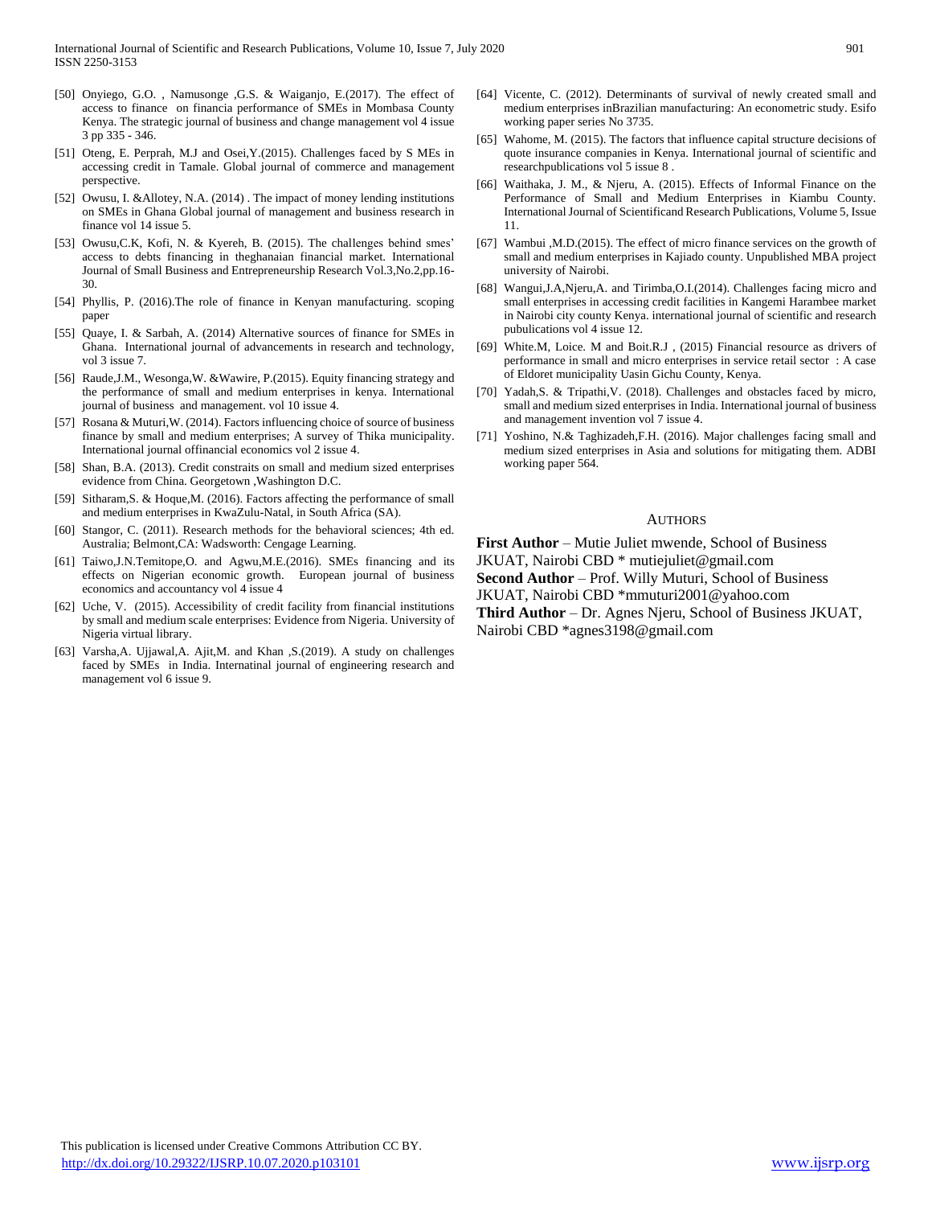[50] Onyiego, G.O. , Namusonge ,G.S. & Waiganjo, E.(2017). The effect of access to finance on financia performance of SMEs in Mombasa County Kenya. The strategic journal of business and change management vol 4 issue 3 pp 335 - 346.

[51] Oteng, E. Perprah, M.J and Osei,Y.(2015). Challenges faced by S MEs in accessing credit in Tamale. Global journal of commerce and management perspective.

[52] Owusu, I. &Allotey, N.A. (2014) . The impact of money lending institutions on SMEs in Ghana Global journal of management and business research in finance vol 14 issue 5.

[53] Owusu,C.K, Kofi, N. & Kyereh, B. (2015). The challenges behind smes' access to debts financing in theghanaian financial market. International Journal of Small Business and Entrepreneurship Research Vol.3,No.2,pp.16-30.

[54] Phyllis, P. (2016).The role of finance in Kenyan manufacturing. scoping paper

[55] Quaye, I. & Sarbah, A. (2014) Alternative sources of finance for SMEs in Ghana. International journal of advancements in research and technology, vol 3 issue 7.

[56] Raude,J.M., Wesonga,W. &Wawire, P.(2015). Equity financing strategy and the performance of small and medium enterprises in kenya. International journal of business and management. vol 10 issue 4.

[57] Rosana & Muturi,W. (2014). Factors influencing choice of source of business finance by small and medium enterprises; A survey of Thika municipality. International journal offinancial economics vol 2 issue 4.

[58] Shan, B.A. (2013). Credit constraits on small and medium sized enterprises evidence from China. Georgetown ,Washington D.C.

[59] Sitharam,S. & Hoque,M. (2016). Factors affecting the performance of small and medium enterprises in KwaZulu-Natal, in South Africa (SA).

[60] Stangor, C. (2011). Research methods for the behavioral sciences; 4th ed. Australia; Belmont,CA: Wadsworth: Cengage Learning.

[61] Taiwo,J.N.Temitope,O. and Agwu,M.E.(2016). SMEs financing and its effects on Nigerian economic growth. European journal of business economics and accountancy vol 4 issue 4

[62] Uche, V. (2015). Accessibility of credit facility from financial institutions by small and medium scale enterprises: Evidence from Nigeria. University of Nigeria virtual library.

[63] Varsha,A. Ujjawal,A. Ajit,M. and Khan ,S.(2019). A study on challenges faced by SMEs in India. Internatinal journal of engineering research and management vol 6 issue 9.

[64] Vicente, C. (2012). Determinants of survival of newly created small and medium enterprises inBrazilian manufacturing: An econometric study. Esifo working paper series No 3735.

[65] Wahome, M. (2015). The factors that influence capital structure decisions of quote insurance companies in Kenya. International journal of scientific and researchpublications vol 5 issue 8 .

[66] Waithaka, J. M., & Njeru, A. (2015). Effects of Informal Finance on the Performance of Small and Medium Enterprises in Kiambu County. International Journal of Scientificand Research Publications, Volume 5, Issue 11.

[67] Wambui ,M.D.(2015). The effect of micro finance services on the growth of small and medium enterprises in Kajiado county. Unpublished MBA project university of Nairobi.

[68] Wangui,J.A,Njeru,A. and Tirimba,O.I.(2014). Challenges facing micro and small enterprises in accessing credit facilities in Kangemi Harambee market in Nairobi city county Kenya. international journal of scientific and research pubulications vol 4 issue 12.

[69] White.M, Loice. M and Boit.R.J , (2015) Financial resource as drivers of performance in small and micro enterprises in service retail sector : A case of Eldoret municipality Uasin Gichu County, Kenya.

[70] Yadah,S. & Tripathi,V. (2018). Challenges and obstacles faced by micro, small and medium sized enterprises in India. International journal of business and management invention vol 7 issue 4.

[71] Yoshino, N.& Taghizadeh,F.H. (2016). Major challenges facing small and medium sized enterprises in Asia and solutions for mitigating them. ADBI working paper 564.

## AUTHORS

**First Author** – Mutie Juliet mwende, School of Business JKUAT, Nairobi CBD * mutiejuliet@gmail.com

**Second Author** – Prof. Willy Muturi, School of Business JKUAT, Nairobi CBD *mmuturi2001@yahoo.com

**Third Author** – Dr. Agnes Njeru, School of Business JKUAT, Nairobi CBD *agnes3198@gmail.com